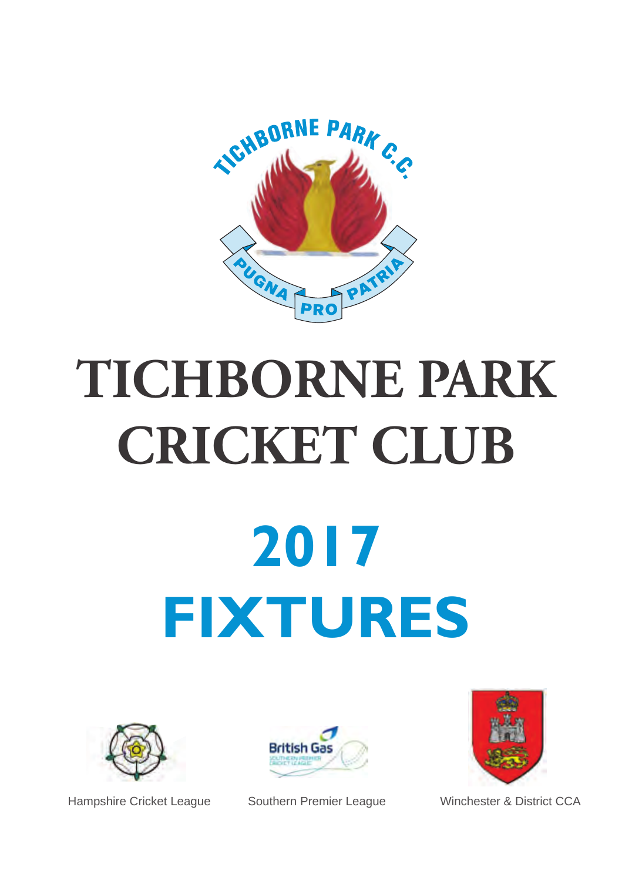# TICHBORNE PARK CRICKET CLUB

# 2017 FIXTURES

Hampshire Cricket League

Southern Premier League

Winchester & District CCA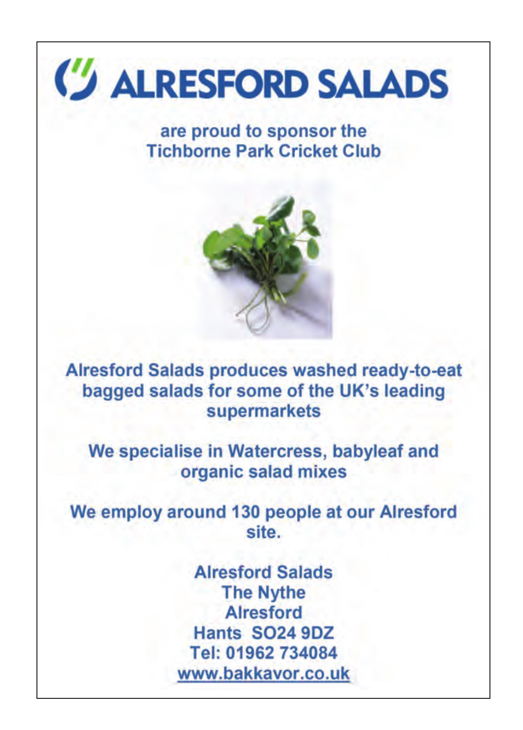# ALRESFORD SALADS

**are proud to sponsor the Tichborne Park Cricket Club**

**Alresford Salads produces washed ready-to-eat bagged salads for some of the UK's leading supermarkets**

**We specialise in Watercress, babyleaf and organic salad mixes**

**We employ around 130 people at our Alresford site.**

**Alresford Salads**
**The Nythe**
**Alresford**
**Hants SO24 9DZ**
**Tel: 01962 734084**
**www.bakkavor.co.uk**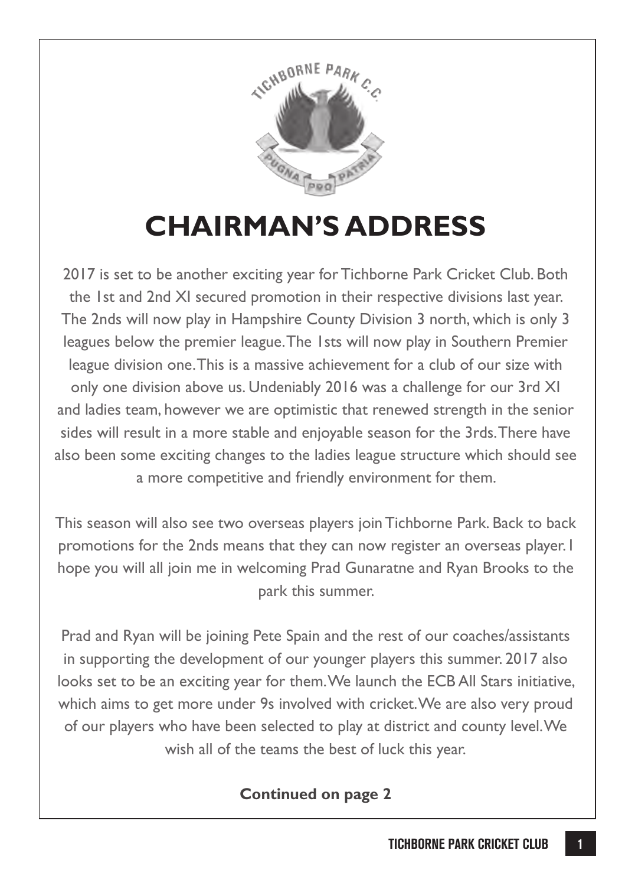# CHAIRMAN'S ADDRESS

2017 is set to be another exciting year for Tichborne Park Cricket Club. Both the 1st and 2nd XI secured promotion in their respective divisions last year. The 2nds will now play in Hampshire County Division 3 north, which is only 3 leagues below the premier league. The 1sts will now play in Southern Premier league division one. This is a massive achievement for a club of our size with only one division above us. Undeniably 2016 was a challenge for our 3rd XI and ladies team, however we are optimistic that renewed strength in the senior sides will result in a more stable and enjoyable season for the 3rds. There have also been some exciting changes to the ladies league structure which should see a more competitive and friendly environment for them.

This season will also see two overseas players join Tichborne Park. Back to back promotions for the 2nds means that they can now register an overseas player. I hope you will all join me in welcoming Prad Gunaratne and Ryan Brooks to the park this summer.

Prad and Ryan will be joining Pete Spain and the rest of our coaches/assistants in supporting the development of our younger players this summer. 2017 also looks set to be an exciting year for them. We launch the ECB All Stars initiative, which aims to get more under 9s involved with cricket. We are also very proud of our players who have been selected to play at district and county level. We wish all of the teams the best of luck this year.

**Continued on page 2**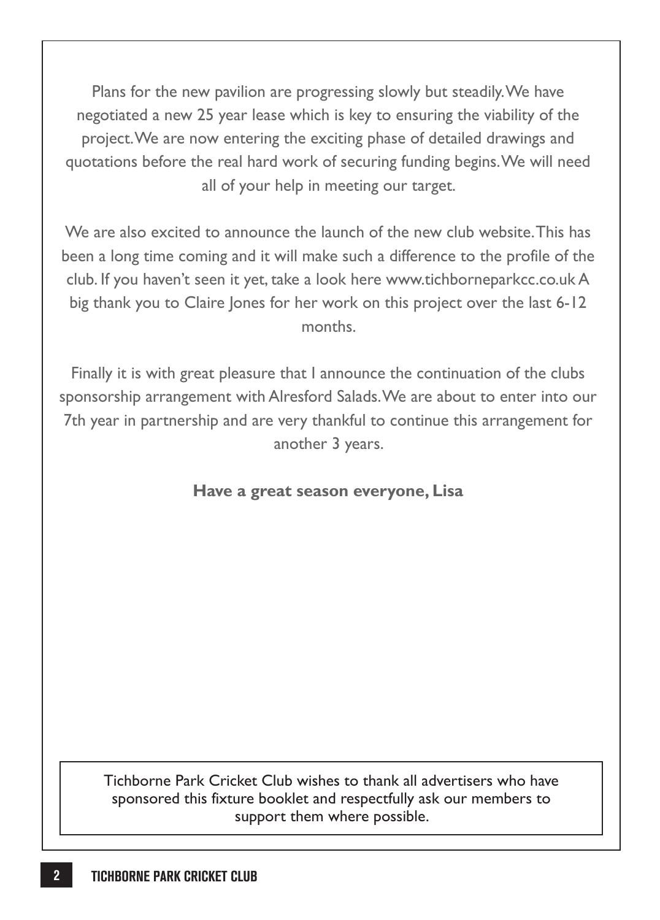Plans for the new pavilion are progressing slowly but steadily. We have negotiated a new 25 year lease which is key to ensuring the viability of the project. We are now entering the exciting phase of detailed drawings and quotations before the real hard work of securing funding begins. We will need all of your help in meeting our target.

We are also excited to announce the launch of the new club website. This has been a long time coming and it will make such a difference to the profile of the club. If you haven't seen it yet, take a look here www.tichborneparkcc.co.uk A big thank you to Claire Jones for her work on this project over the last 6-12 months.

Finally it is with great pleasure that I announce the continuation of the clubs sponsorship arrangement with Alresford Salads. We are about to enter into our 7th year in partnership and are very thankful to continue this arrangement for another 3 years.

**Have a great season everyone, Lisa**

Tichborne Park Cricket Club wishes to thank all advertisers who have sponsored this fixture booklet and respectfully ask our members to support them where possible.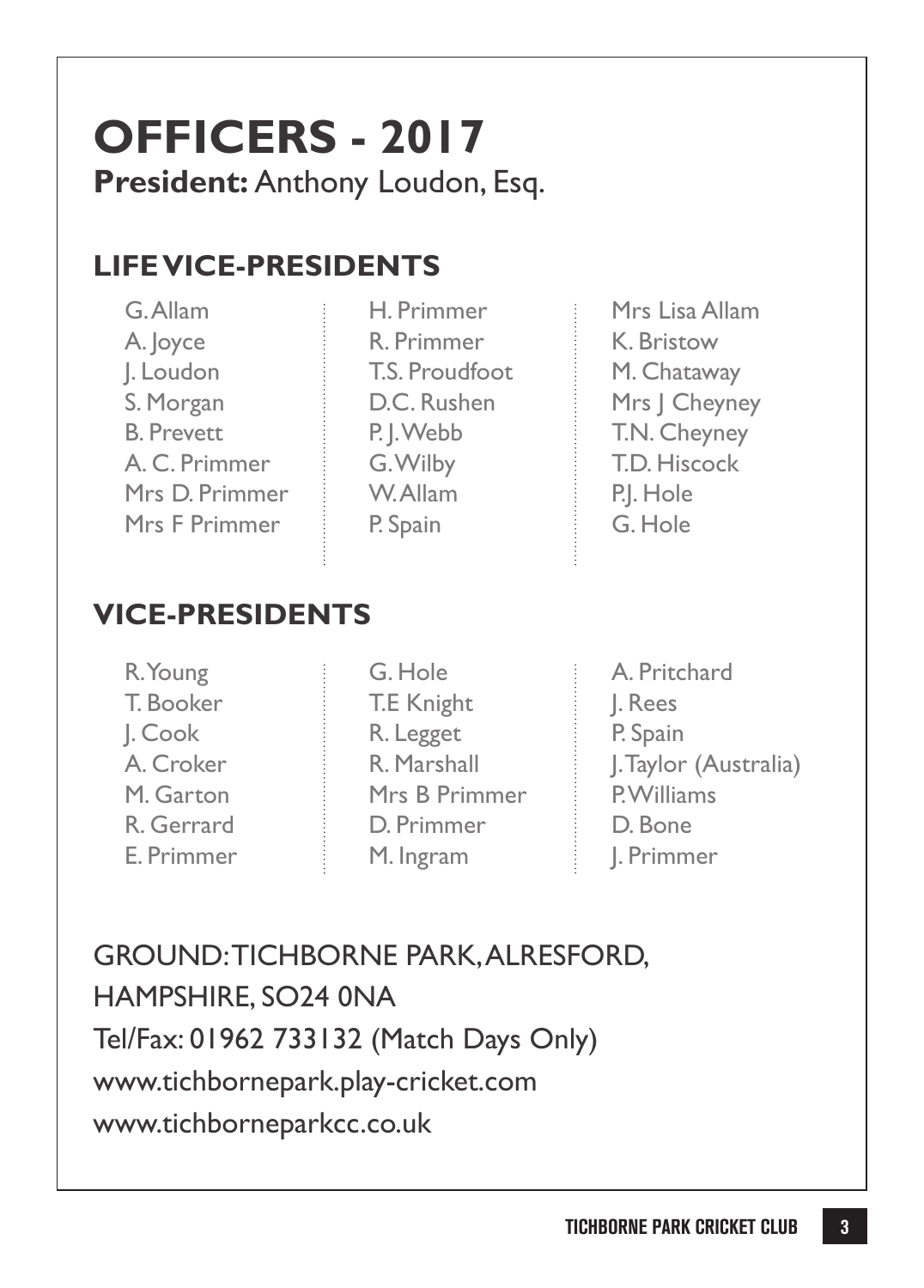# OFFICERS - 2017

**President:** Anthony Loudon, Esq.

## LIFE VICE-PRESIDENTS

G. Allam
A. Joyce
J. Loudon
S. Morgan
B. Prevett
A. C. Primmer
Mrs D. Primmer
Mrs F Primmer
H. Primmer
R. Primmer
T.S. Proudfoot
D.C. Rushen
P. J. Webb
G. Wilby
W. Allam
P. Spain
Mrs Lisa Allam
K. Bristow
M. Chataway
Mrs J Cheyney
T.N. Cheyney
T.D. Hiscock
P.J. Hole
G. Hole

## VICE-PRESIDENTS

R. Young
T. Booker
J. Cook
A. Croker
M. Garton
R. Gerrard
E. Primmer
G. Hole
T.E Knight
R. Legget
R. Marshall
Mrs B Primmer
D. Primmer
M. Ingram
A. Pritchard
J. Rees
P. Spain
J. Taylor (Australia)
P. Williams
D. Bone
J. Primmer

GROUND: TICHBORNE PARK, ALRESFORD, HAMPSHIRE, SO24 0NA
Tel/Fax: 01962 733132 (Match Days Only)
www.tichbornepark.play-cricket.com
www.tichborneparkcc.co.uk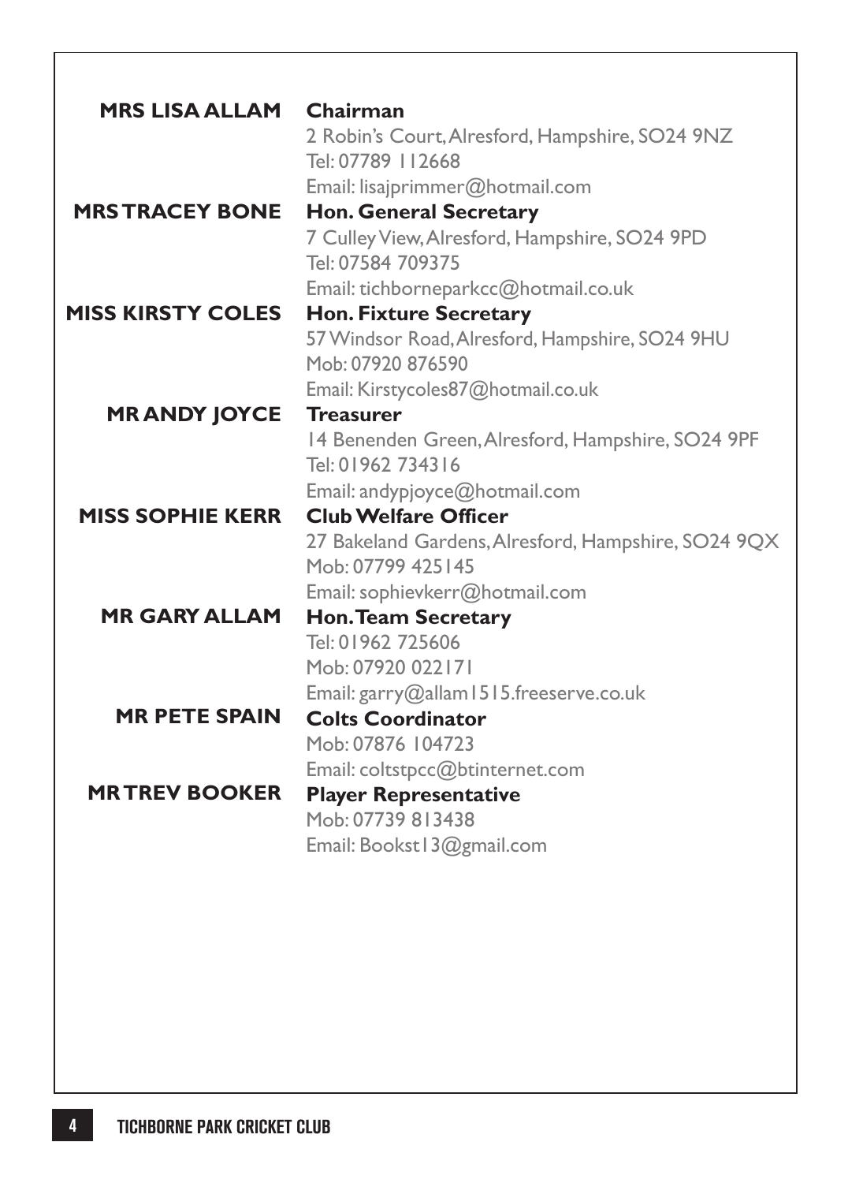**MRS LISA ALLAM** — **Chairman**
2 Robin's Court, Alresford, Hampshire, SO24 9NZ
Tel: 07789 112668
Email: lisajprimmer@hotmail.com

**MRS TRACEY BONE** — **Hon. General Secretary**
7 Culley View, Alresford, Hampshire, SO24 9PD
Tel: 07584 709375
Email: tichborneparkcc@hotmail.co.uk

**MISS KIRSTY COLES** — **Hon. Fixture Secretary**
57 Windsor Road, Alresford, Hampshire, SO24 9HU
Mob: 07920 876590
Email: Kirstycoles87@hotmail.co.uk

**MR ANDY JOYCE** — **Treasurer**
14 Benenden Green, Alresford, Hampshire, SO24 9PF
Tel: 01962 734316
Email: andypjoyce@hotmail.com

**MISS SOPHIE KERR** — **Club Welfare Officer**
27 Bakeland Gardens, Alresford, Hampshire, SO24 9QX
Mob: 07799 425145
Email: sophievkerr@hotmail.com

**MR GARY ALLAM** — **Hon. Team Secretary**
Tel: 01962 725606
Mob: 07920 022171
Email: garry@allam1515.freeserve.co.uk

**MR PETE SPAIN** — **Colts Coordinator**
Mob: 07876 104723
Email: coltstpcc@btinternet.com

**MR TREV BOOKER** — **Player Representative**
Mob: 07739 813438
Email: Bookst13@gmail.com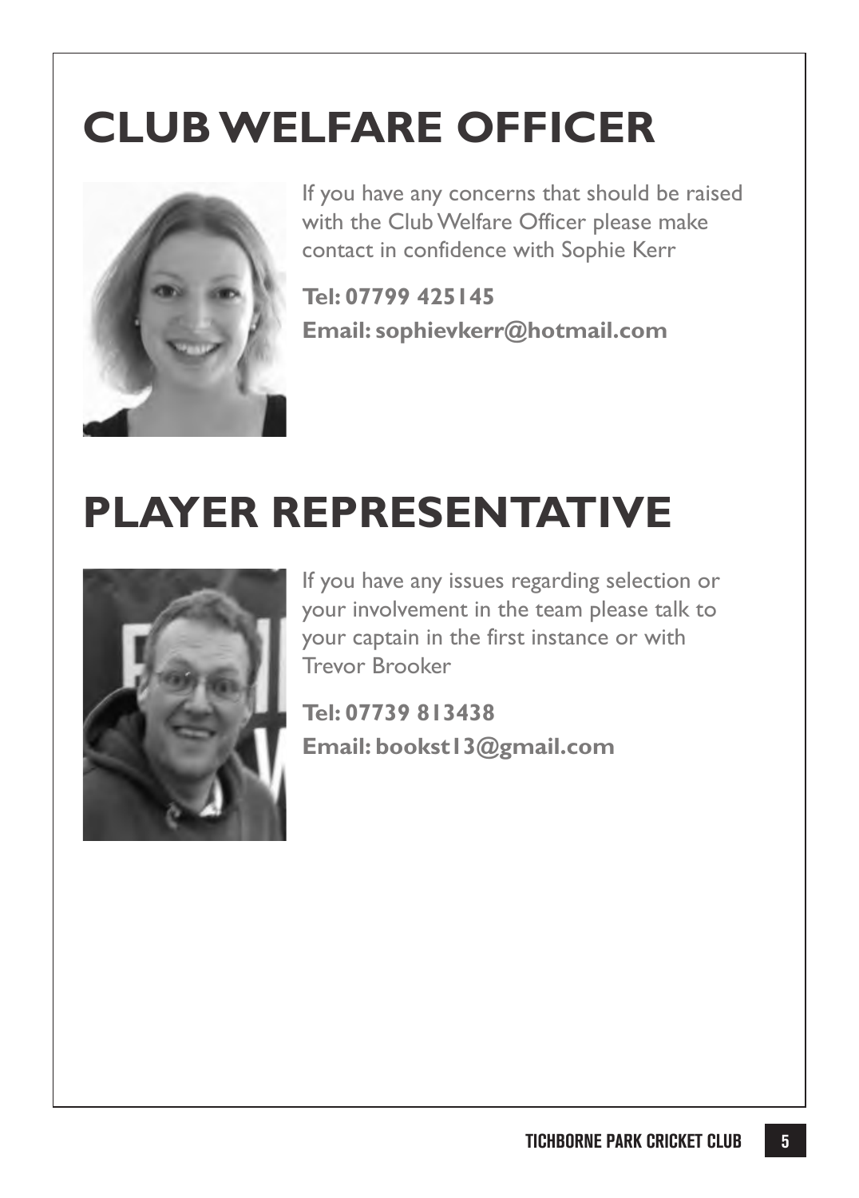# CLUB WELFARE OFFICER

If you have any concerns that should be raised with the Club Welfare Officer please make contact in confidence with Sophie Kerr

**Tel: 07799 425145**
**Email: sophievkerr@hotmail.com**

# PLAYER REPRESENTATIVE

If you have any issues regarding selection or your involvement in the team please talk to your captain in the first instance or with Trevor Brooker

**Tel: 07739 813438**
**Email: bookst13@gmail.com**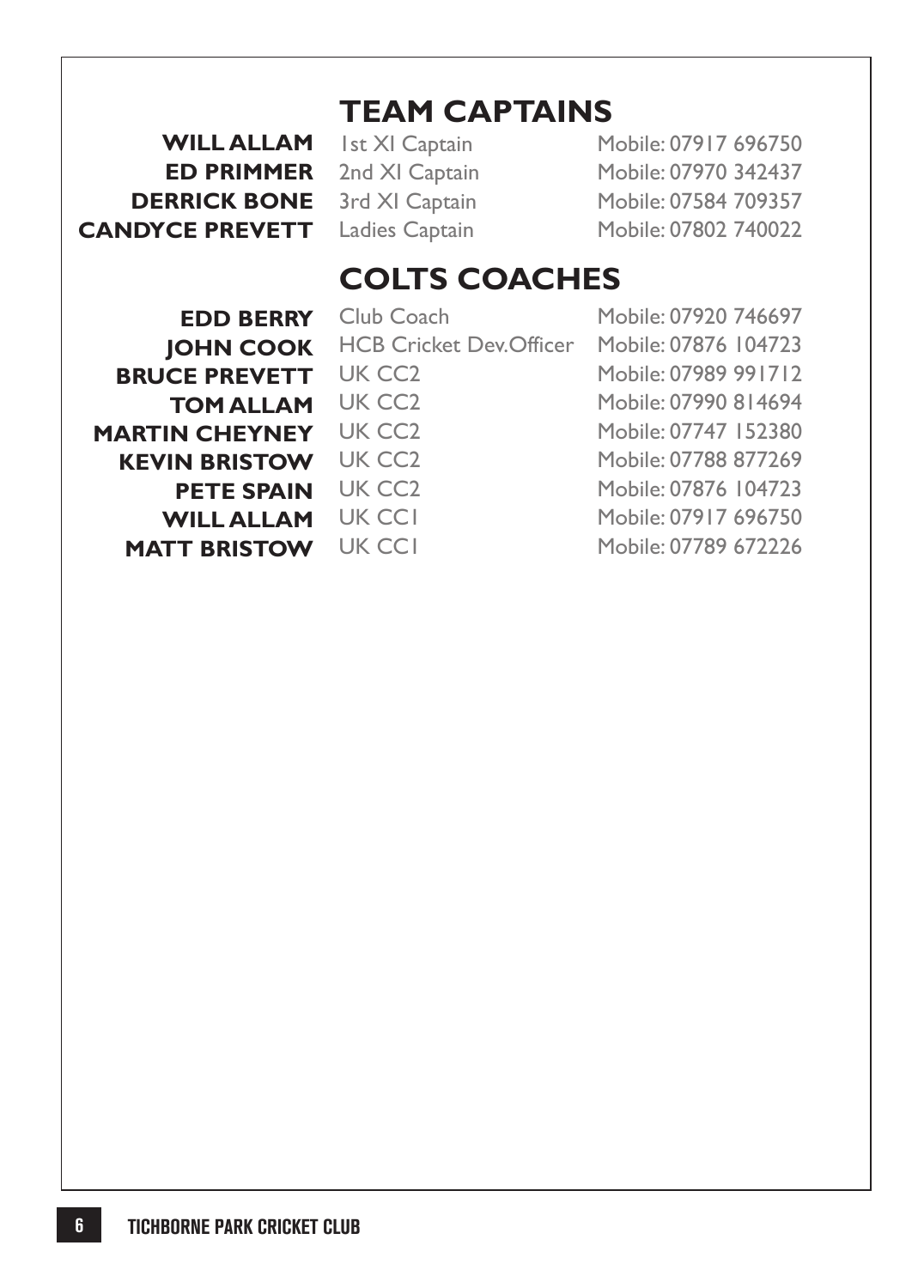## TEAM CAPTAINS

| | | |
|---|---|---|
| **WILL ALLAM** | 1st XI Captain | Mobile: 07917 696750 |
| **ED PRIMMER** | 2nd XI Captain | Mobile: 07970 342437 |
| **DERRICK BONE** | 3rd XI Captain | Mobile: 07584 709357 |
| **CANDYCE PREVETT** | Ladies Captain | Mobile: 07802 740022 |

## COLTS COACHES

| | | |
|---|---|---|
| **EDD BERRY** | Club Coach | Mobile: 07920 746697 |
| **JOHN COOK** | HCB Cricket Dev.Officer | Mobile: 07876 104723 |
| **BRUCE PREVETT** | UK CC2 | Mobile: 07989 991712 |
| **TOM ALLAM** | UK CC2 | Mobile: 07990 814694 |
| **MARTIN CHEYNEY** | UK CC2 | Mobile: 07747 152380 |
| **KEVIN BRISTOW** | UK CC2 | Mobile: 07788 877269 |
| **PETE SPAIN** | UK CC2 | Mobile: 07876 104723 |
| **WILL ALLAM** | UK CC1 | Mobile: 07917 696750 |
| **MATT BRISTOW** | UK CC1 | Mobile: 07789 672226 |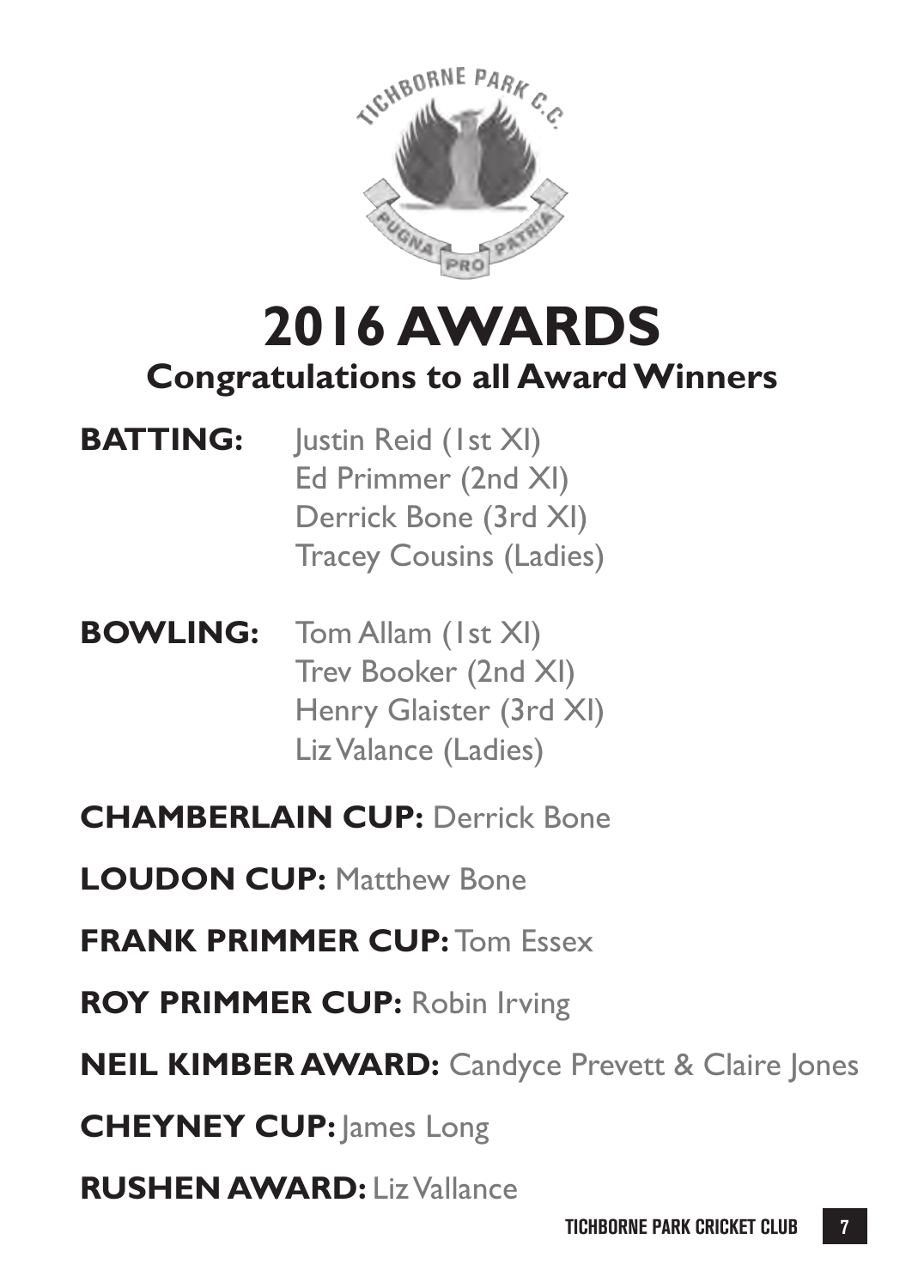# 2016 AWARDS

## Congratulations to all Award Winners

**BATTING:** Justin Reid (1st XI)
Ed Primmer (2nd XI)
Derrick Bone (3rd XI)
Tracey Cousins (Ladies)

**BOWLING:** Tom Allam (1st XI)
Trev Booker (2nd XI)
Henry Glaister (3rd XI)
Liz Valance (Ladies)

**CHAMBERLAIN CUP:** Derrick Bone

**LOUDON CUP:** Matthew Bone

**FRANK PRIMMER CUP:** Tom Essex

**ROY PRIMMER CUP:** Robin Irving

**NEIL KIMBER AWARD:** Candyce Prevett & Claire Jones

**CHEYNEY CUP:** James Long

**RUSHEN AWARD:** Liz Vallance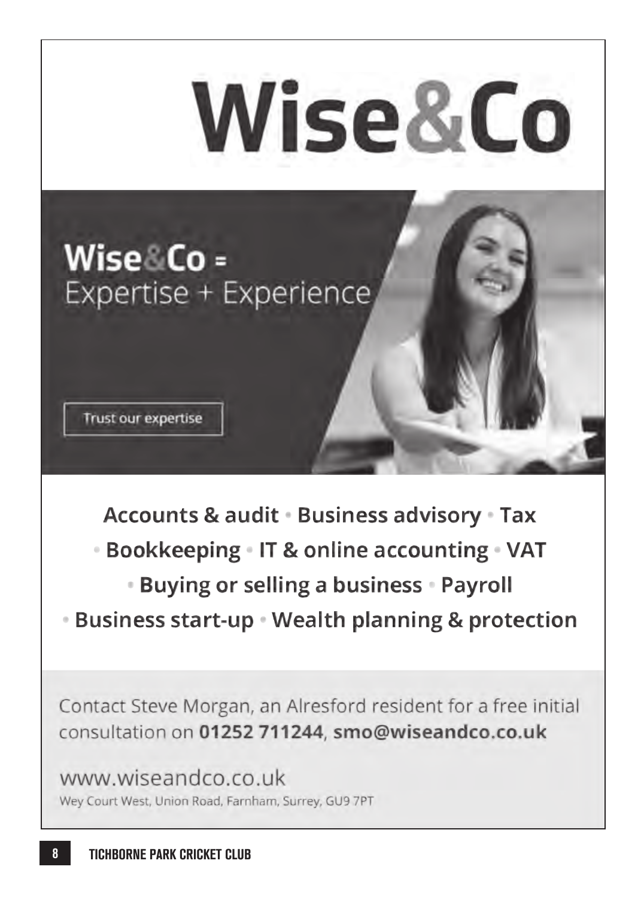# Wise&Co

## Wise&Co = Expertise + Experience

Trust our expertise

**Accounts & audit • Business advisory • Tax • Bookkeeping • IT & online accounting • VAT • Buying or selling a business • Payroll • Business start-up • Wealth planning & protection**

Contact Steve Morgan, an Alresford resident for a free initial consultation on **01252 711244**, **smo@wiseandco.co.uk**

www.wiseandco.co.uk

Wey Court West, Union Road, Farnham, Surrey, GU9 7PT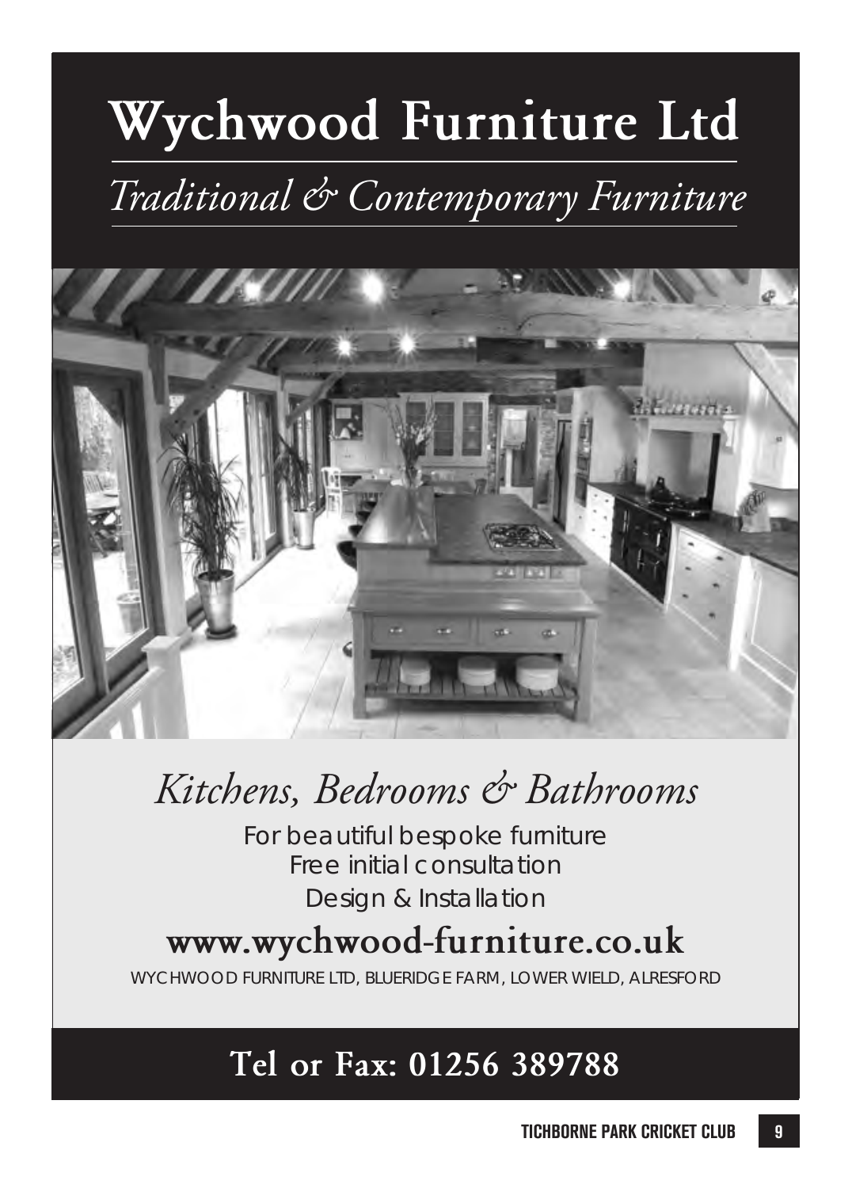# Wychwood Furniture Ltd

*Traditional & Contemporary Furniture*

## *Kitchens, Bedrooms & Bathrooms*

For beautiful bespoke furniture
Free initial consultation
Design & Installation

**www.wychwood-furniture.co.uk**

WYCHWOOD FURNITURE LTD, BLUERIDGE FARM, LOWER WIELD, ALRESFORD

**Tel or Fax: 01256 389788**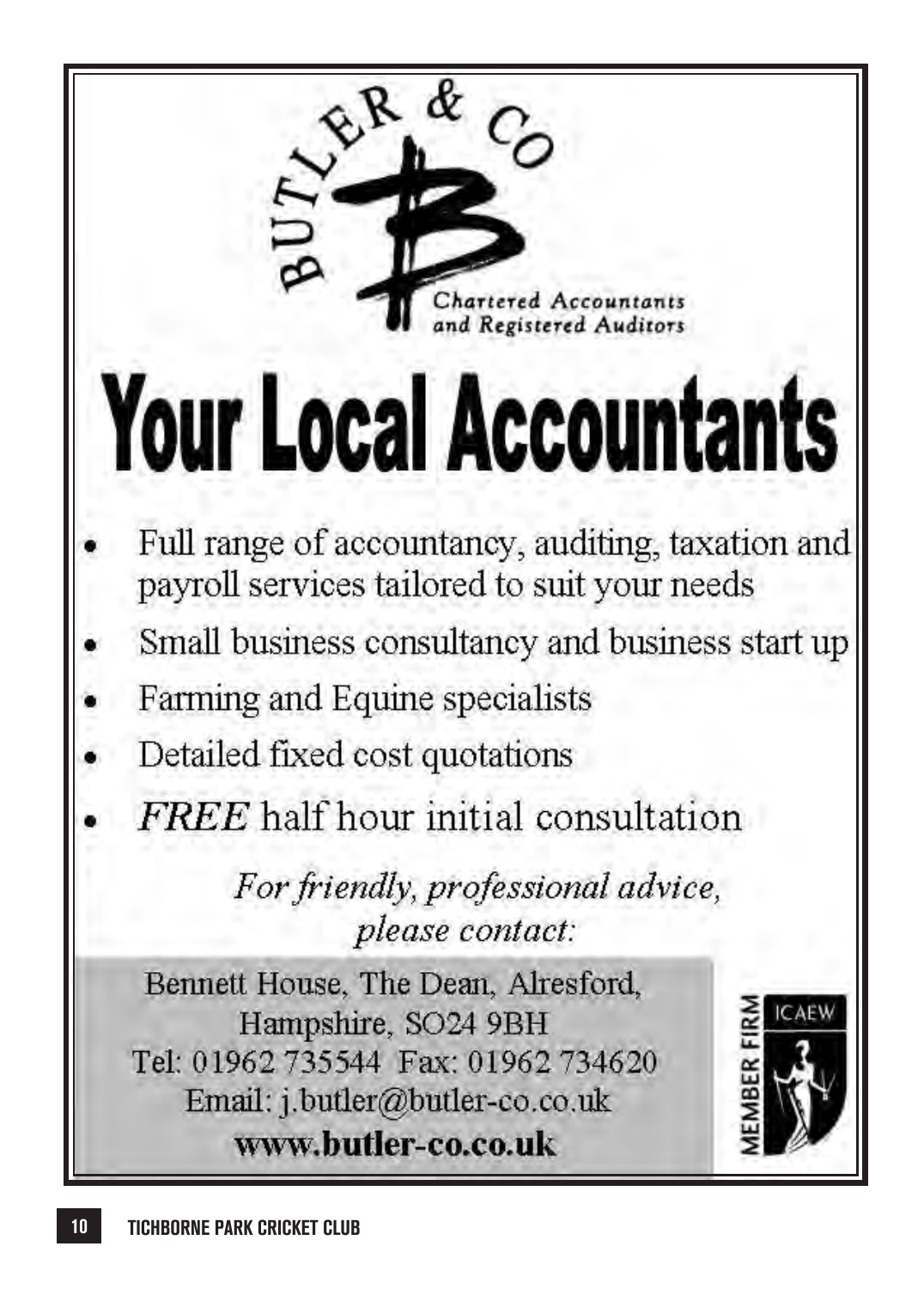BUTLER & CO

Chartered Accountants and Registered Auditors

# Your Local Accountants

- Full range of accountancy, auditing, taxation and payroll services tailored to suit your needs
- Small business consultancy and business start up
- Farming and Equine specialists
- Detailed fixed cost quotations
- *FREE* half hour initial consultation

*For friendly, professional advice, please contact:*

Bennett House, The Dean, Alresford, Hampshire, SO24 9BH
Tel: 01962 735544 Fax: 01962 734620
Email: j.butler@butler-co.co.uk
**www.butler-co.co.uk**

MEMBER FIRM ICAEW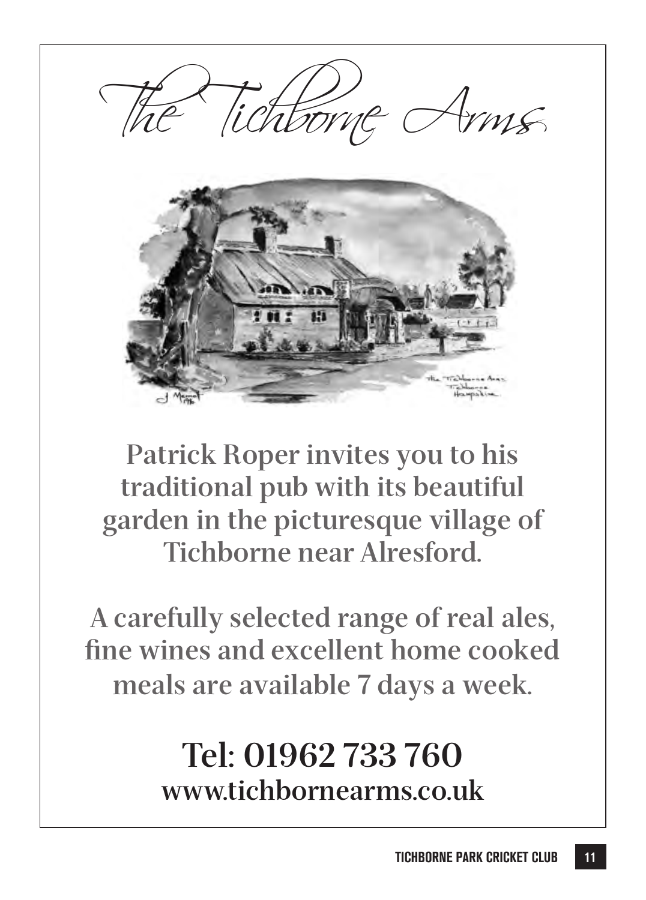# The Tichborne Arms

Patrick Roper invites you to his traditional pub with its beautiful garden in the picturesque village of Tichborne near Alresford.

A carefully selected range of real ales, fine wines and excellent home cooked meals are available 7 days a week.

**Tel: 01962 733 760**
**www.tichbornearms.co.uk**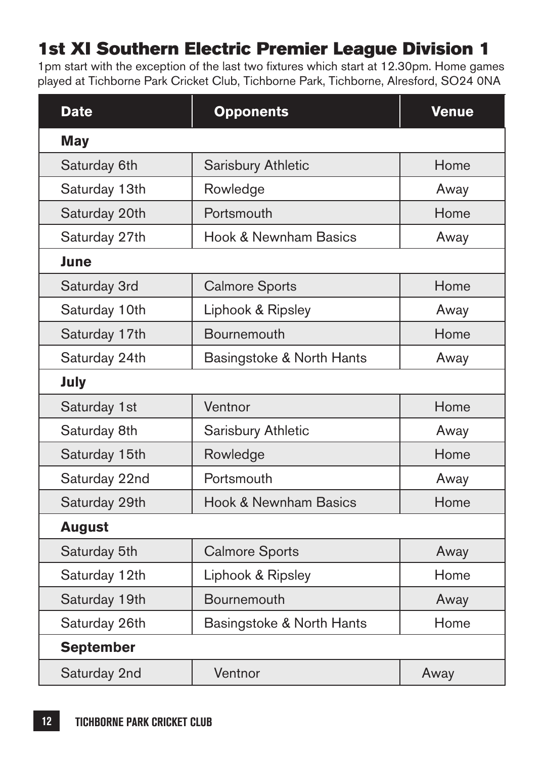## 1st XI Southern Electric Premier League Division 1

1pm start with the exception of the last two fixtures which start at 12.30pm. Home games played at Tichborne Park Cricket Club, Tichborne Park, Tichborne, Alresford, SO24 0NA

| Date | Opponents | Venue |
|---|---|---|
| **May** | | |
| Saturday 6th | Sarisbury Athletic | Home |
| Saturday 13th | Rowledge | Away |
| Saturday 20th | Portsmouth | Home |
| Saturday 27th | Hook & Newnham Basics | Away |
| **June** | | |
| Saturday 3rd | Calmore Sports | Home |
| Saturday 10th | Liphook & Ripsley | Away |
| Saturday 17th | Bournemouth | Home |
| Saturday 24th | Basingstoke & North Hants | Away |
| **July** | | |
| Saturday 1st | Ventnor | Home |
| Saturday 8th | Sarisbury Athletic | Away |
| Saturday 15th | Rowledge | Home |
| Saturday 22nd | Portsmouth | Away |
| Saturday 29th | Hook & Newnham Basics | Home |
| **August** | | |
| Saturday 5th | Calmore Sports | Away |
| Saturday 12th | Liphook & Ripsley | Home |
| Saturday 19th | Bournemouth | Away |
| Saturday 26th | Basingstoke & North Hants | Home |
| **September** | | |
| Saturday 2nd | Ventnor | Away |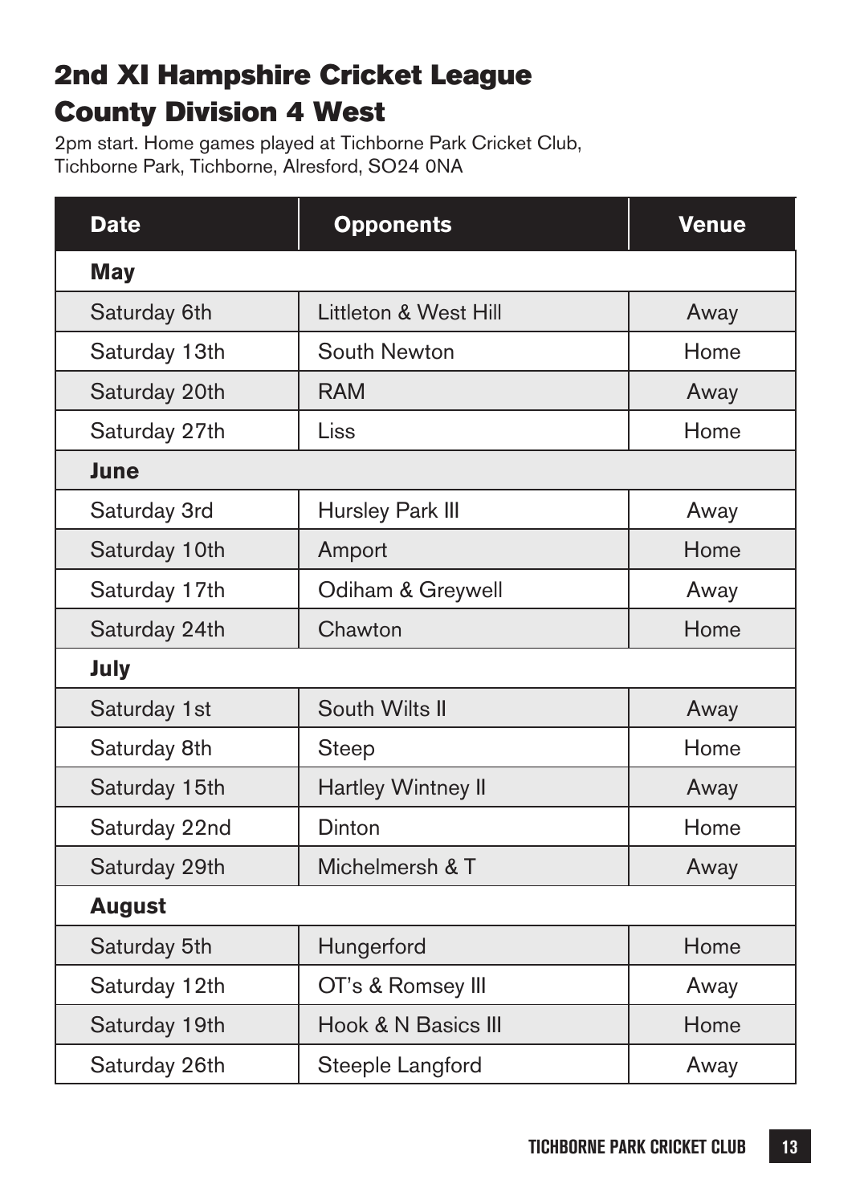# 2nd XI Hampshire Cricket League County Division 4 West

2pm start. Home games played at Tichborne Park Cricket Club, Tichborne Park, Tichborne, Alresford, SO24 0NA

| Date | Opponents | Venue |
|---|---|---|
| **May** | | |
| Saturday 6th | Littleton & West Hill | Away |
| Saturday 13th | South Newton | Home |
| Saturday 20th | RAM | Away |
| Saturday 27th | Liss | Home |
| **June** | | |
| Saturday 3rd | Hursley Park III | Away |
| Saturday 10th | Amport | Home |
| Saturday 17th | Odiham & Greywell | Away |
| Saturday 24th | Chawton | Home |
| **July** | | |
| Saturday 1st | South Wilts II | Away |
| Saturday 8th | Steep | Home |
| Saturday 15th | Hartley Wintney II | Away |
| Saturday 22nd | Dinton | Home |
| Saturday 29th | Michelmersh & T | Away |
| **August** | | |
| Saturday 5th | Hungerford | Home |
| Saturday 12th | OT's & Romsey III | Away |
| Saturday 19th | Hook & N Basics III | Home |
| Saturday 26th | Steeple Langford | Away |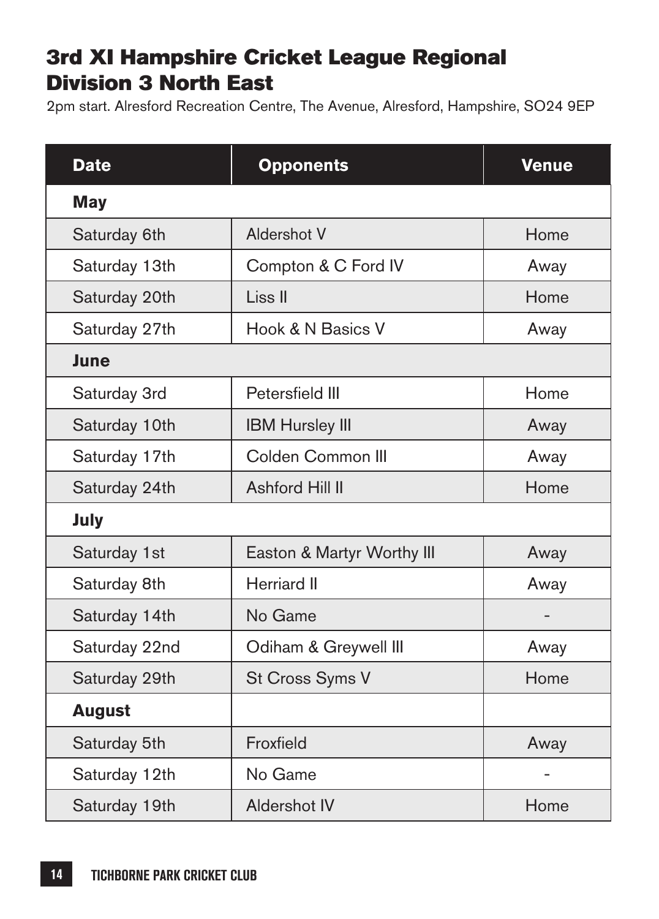## 3rd XI Hampshire Cricket League Regional Division 3 North East

2pm start. Alresford Recreation Centre, The Avenue, Alresford, Hampshire, SO24 9EP

| Date | Opponents | Venue |
| --- | --- | --- |
| **May** | | |
| Saturday 6th | Aldershot V | Home |
| Saturday 13th | Compton & C Ford IV | Away |
| Saturday 20th | Liss II | Home |
| Saturday 27th | Hook & N Basics V | Away |
| **June** | | |
| Saturday 3rd | Petersfield III | Home |
| Saturday 10th | IBM Hursley III | Away |
| Saturday 17th | Colden Common III | Away |
| Saturday 24th | Ashford Hill II | Home |
| **July** | | |
| Saturday 1st | Easton & Martyr Worthy III | Away |
| Saturday 8th | Herriard II | Away |
| Saturday 14th | No Game | - |
| Saturday 22nd | Odiham & Greywell III | Away |
| Saturday 29th | St Cross Syms V | Home |
| **August** | | |
| Saturday 5th | Froxfield | Away |
| Saturday 12th | No Game | - |
| Saturday 19th | Aldershot IV | Home |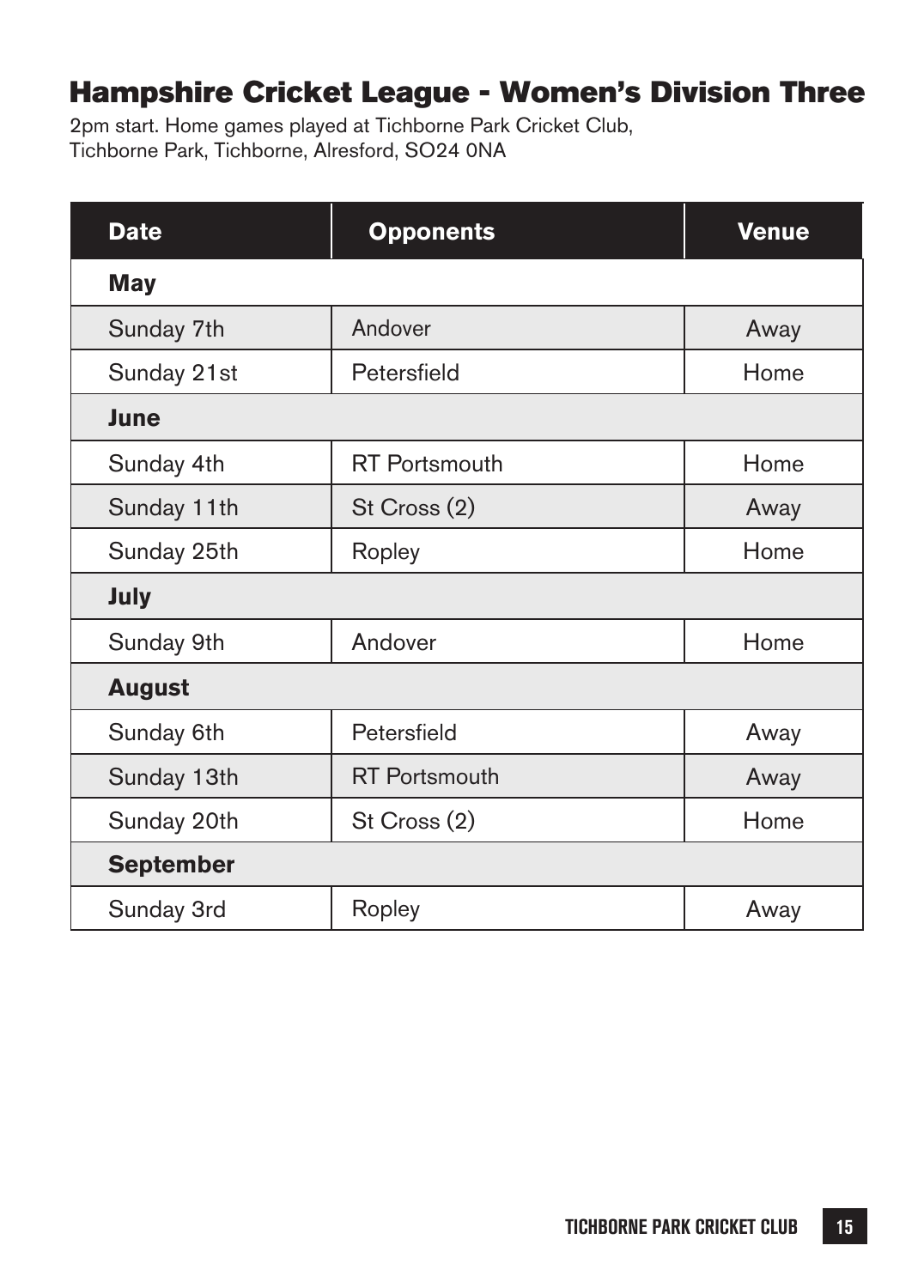## Hampshire Cricket League - Women's Division Three

2pm start. Home games played at Tichborne Park Cricket Club,
Tichborne Park, Tichborne, Alresford, SO24 0NA

| Date | Opponents | Venue |
|---|---|---|
| **May** | | |
| Sunday 7th | Andover | Away |
| Sunday 21st | Petersfield | Home |
| **June** | | |
| Sunday 4th | RT Portsmouth | Home |
| Sunday 11th | St Cross (2) | Away |
| Sunday 25th | Ropley | Home |
| **July** | | |
| Sunday 9th | Andover | Home |
| **August** | | |
| Sunday 6th | Petersfield | Away |
| Sunday 13th | RT Portsmouth | Away |
| Sunday 20th | St Cross (2) | Home |
| **September** | | |
| Sunday 3rd | Ropley | Away |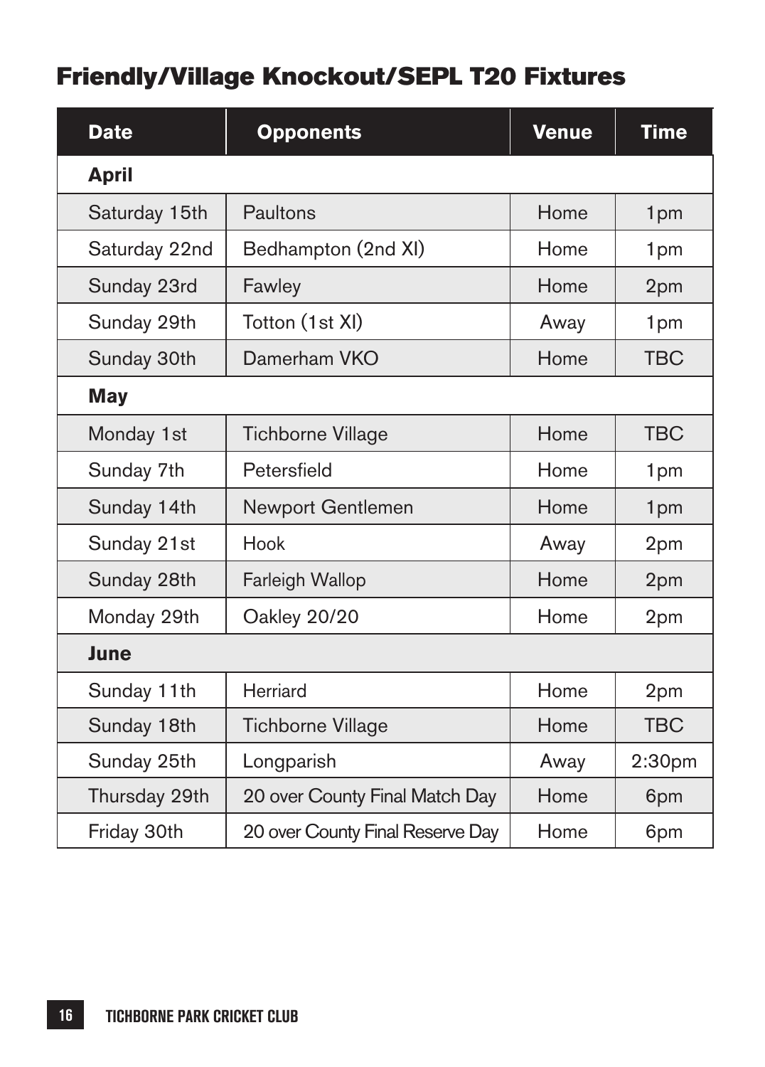## Friendly/Village Knockout/SEPL T20 Fixtures

| Date | Opponents | Venue | Time |
|---|---|---|---|
| **April** | | | |
| Saturday 15th | Paultons | Home | 1pm |
| Saturday 22nd | Bedhampton (2nd XI) | Home | 1pm |
| Sunday 23rd | Fawley | Home | 2pm |
| Sunday 29th | Totton (1st XI) | Away | 1pm |
| Sunday 30th | Damerham VKO | Home | TBC |
| **May** | | | |
| Monday 1st | Tichborne Village | Home | TBC |
| Sunday 7th | Petersfield | Home | 1pm |
| Sunday 14th | Newport Gentlemen | Home | 1pm |
| Sunday 21st | Hook | Away | 2pm |
| Sunday 28th | Farleigh Wallop | Home | 2pm |
| Monday 29th | Oakley 20/20 | Home | 2pm |
| **June** | | | |
| Sunday 11th | Herriard | Home | 2pm |
| Sunday 18th | Tichborne Village | Home | TBC |
| Sunday 25th | Longparish | Away | 2:30pm |
| Thursday 29th | 20 over County Final Match Day | Home | 6pm |
| Friday 30th | 20 over County Final Reserve Day | Home | 6pm |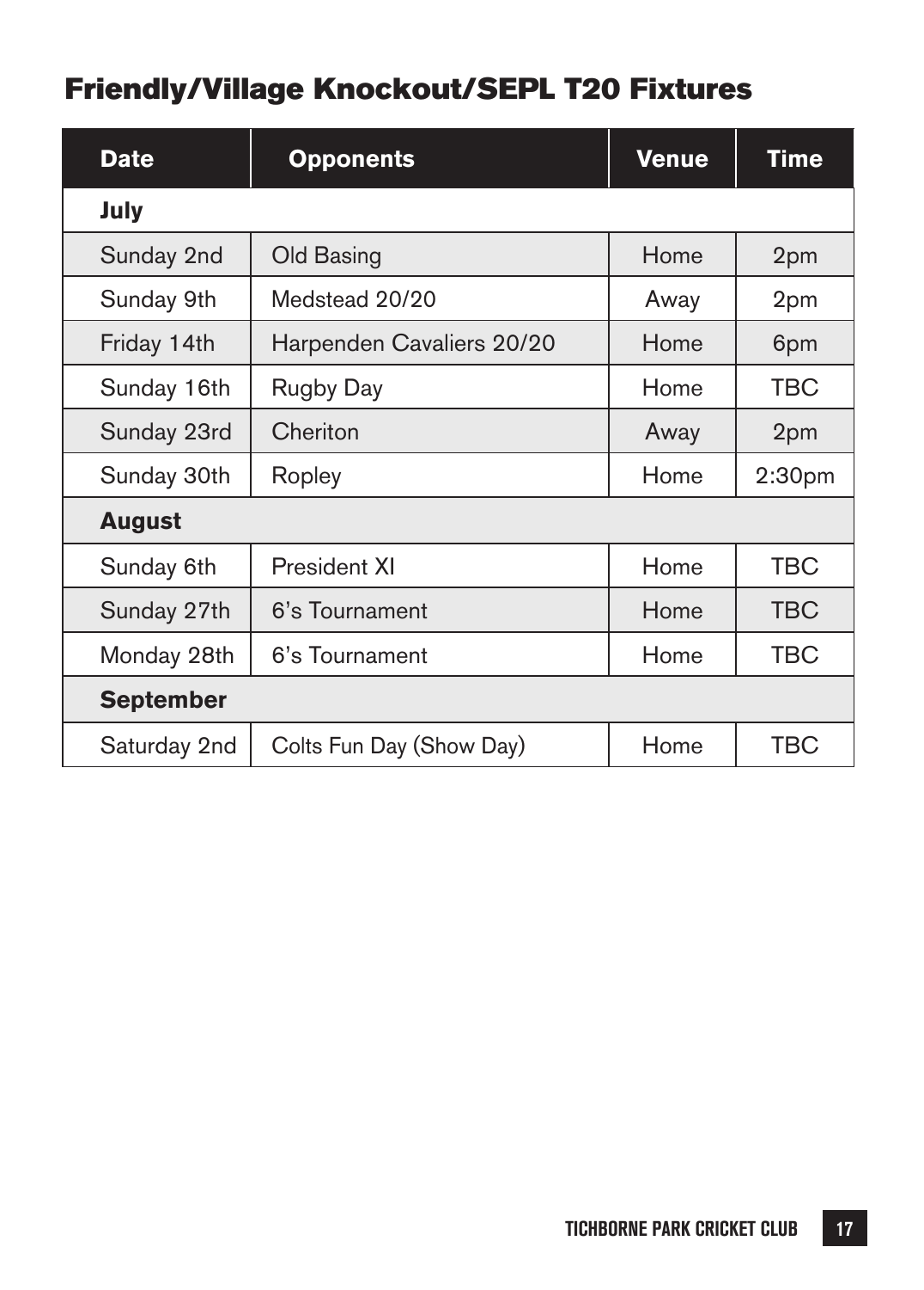## Friendly/Village Knockout/SEPL T20 Fixtures

| Date | Opponents | Venue | Time |
|---|---|---|---|
| **July** | | | |
| Sunday 2nd | Old Basing | Home | 2pm |
| Sunday 9th | Medstead 20/20 | Away | 2pm |
| Friday 14th | Harpenden Cavaliers 20/20 | Home | 6pm |
| Sunday 16th | Rugby Day | Home | TBC |
| Sunday 23rd | Cheriton | Away | 2pm |
| Sunday 30th | Ropley | Home | 2:30pm |
| **August** | | | |
| Sunday 6th | President XI | Home | TBC |
| Sunday 27th | 6's Tournament | Home | TBC |
| Monday 28th | 6's Tournament | Home | TBC |
| **September** | | | |
| Saturday 2nd | Colts Fun Day (Show Day) | Home | TBC |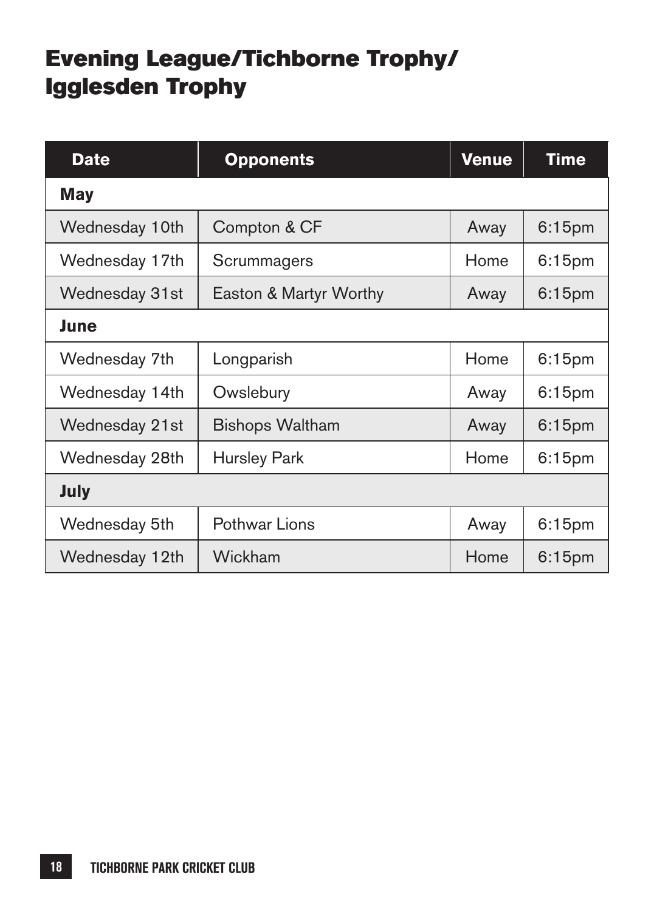# Evening League/Tichborne Trophy/ Igglesden Trophy

| Date | Opponents | Venue | Time |
|---|---|---|---|
| **May** | | | |
| Wednesday 10th | Compton & CF | Away | 6:15pm |
| Wednesday 17th | Scrummagers | Home | 6:15pm |
| Wednesday 31st | Easton & Martyr Worthy | Away | 6:15pm |
| **June** | | | |
| Wednesday 7th | Longparish | Home | 6:15pm |
| Wednesday 14th | Owslebury | Away | 6:15pm |
| Wednesday 21st | Bishops Waltham | Away | 6:15pm |
| Wednesday 28th | Hursley Park | Home | 6:15pm |
| **July** | | | |
| Wednesday 5th | Pothwar Lions | Away | 6:15pm |
| Wednesday 12th | Wickham | Home | 6:15pm |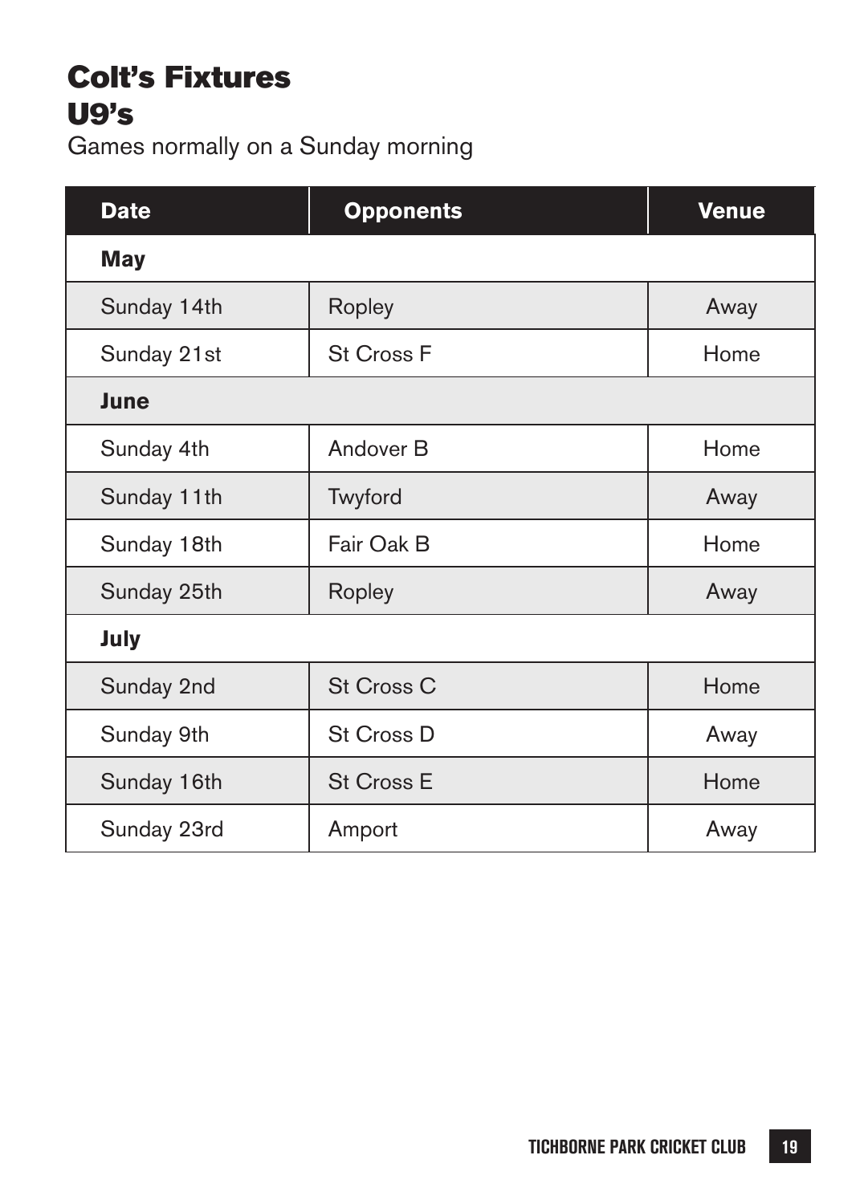# Colt's Fixtures

## U9's

Games normally on a Sunday morning

| Date | Opponents | Venue |
|---|---|---|
| **May** | | |
| Sunday 14th | Ropley | Away |
| Sunday 21st | St Cross F | Home |
| **June** | | |
| Sunday 4th | Andover B | Home |
| Sunday 11th | Twyford | Away |
| Sunday 18th | Fair Oak B | Home |
| Sunday 25th | Ropley | Away |
| **July** | | |
| Sunday 2nd | St Cross C | Home |
| Sunday 9th | St Cross D | Away |
| Sunday 16th | St Cross E | Home |
| Sunday 23rd | Amport | Away |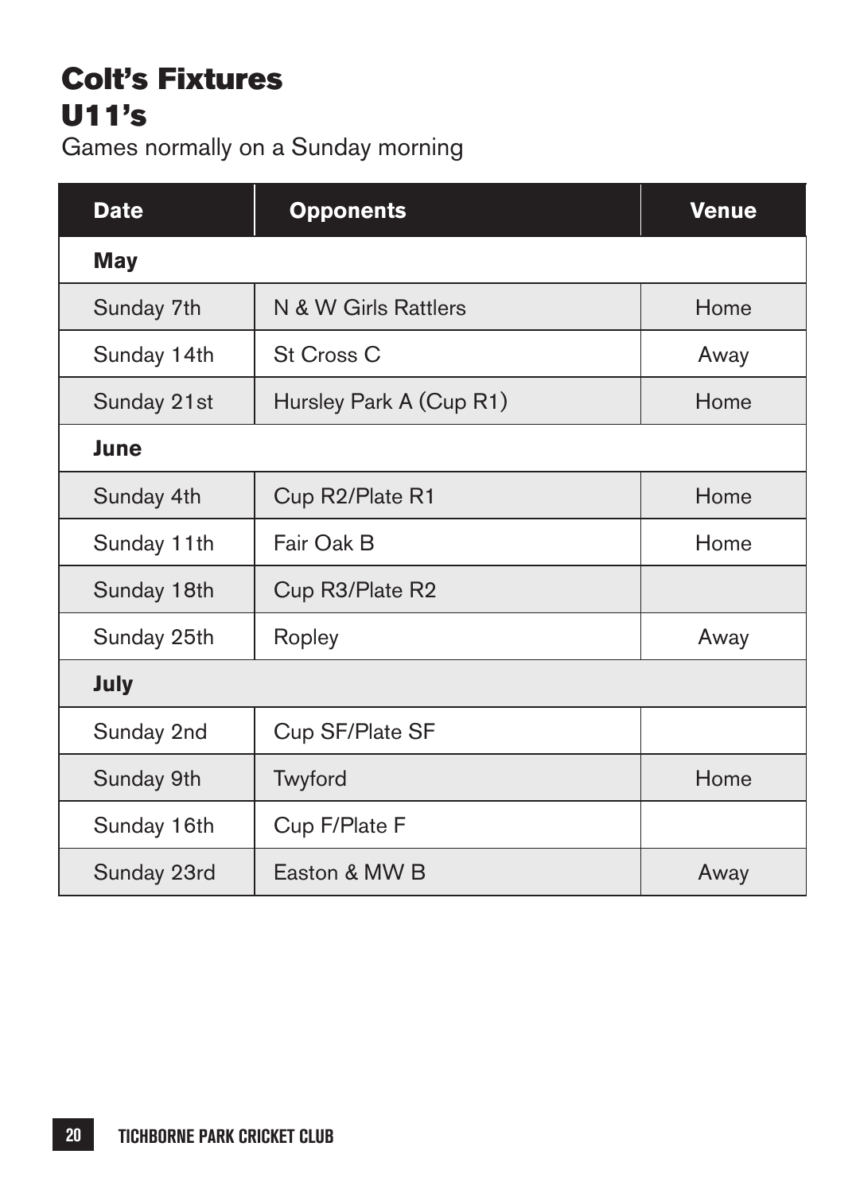# Colt's Fixtures
## U11's

Games normally on a Sunday morning

| Date | Opponents | Venue |
|---|---|---|
| **May** | | |
| Sunday 7th | N & W Girls Rattlers | Home |
| Sunday 14th | St Cross C | Away |
| Sunday 21st | Hursley Park A (Cup R1) | Home |
| **June** | | |
| Sunday 4th | Cup R2/Plate R1 | Home |
| Sunday 11th | Fair Oak B | Home |
| Sunday 18th | Cup R3/Plate R2 | |
| Sunday 25th | Ropley | Away |
| **July** | | |
| Sunday 2nd | Cup SF/Plate SF | |
| Sunday 9th | Twyford | Home |
| Sunday 16th | Cup F/Plate F | |
| Sunday 23rd | Easton & MW B | Away |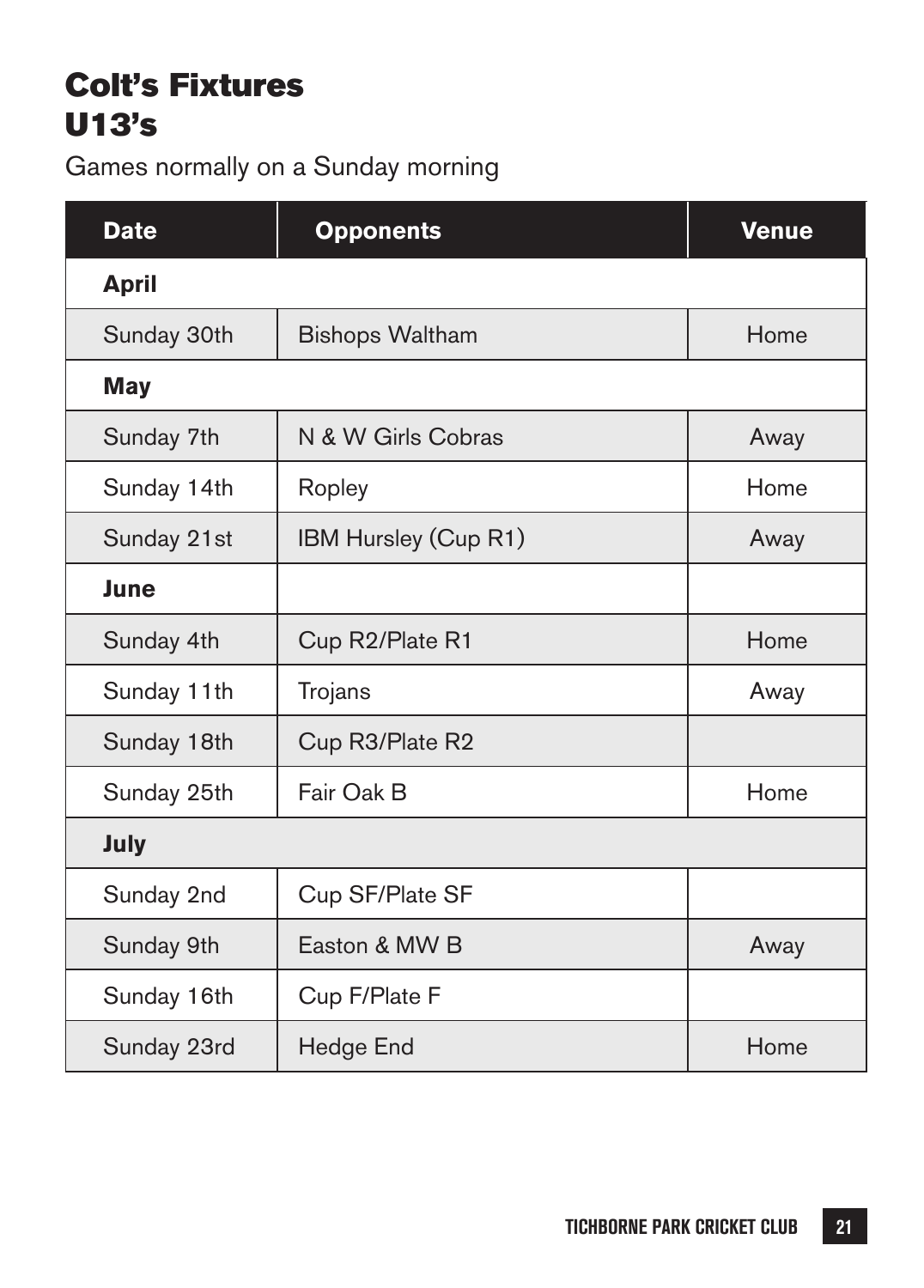# Colt's Fixtures
# U13's

Games normally on a Sunday morning

| Date | Opponents | Venue |
| --- | --- | --- |
| **April** | | |
| Sunday 30th | Bishops Waltham | Home |
| **May** | | |
| Sunday 7th | N & W Girls Cobras | Away |
| Sunday 14th | Ropley | Home |
| Sunday 21st | IBM Hursley (Cup R1) | Away |
| **June** | | |
| Sunday 4th | Cup R2/Plate R1 | Home |
| Sunday 11th | Trojans | Away |
| Sunday 18th | Cup R3/Plate R2 | |
| Sunday 25th | Fair Oak B | Home |
| **July** | | |
| Sunday 2nd | Cup SF/Plate SF | |
| Sunday 9th | Easton & MW B | Away |
| Sunday 16th | Cup F/Plate F | |
| Sunday 23rd | Hedge End | Home |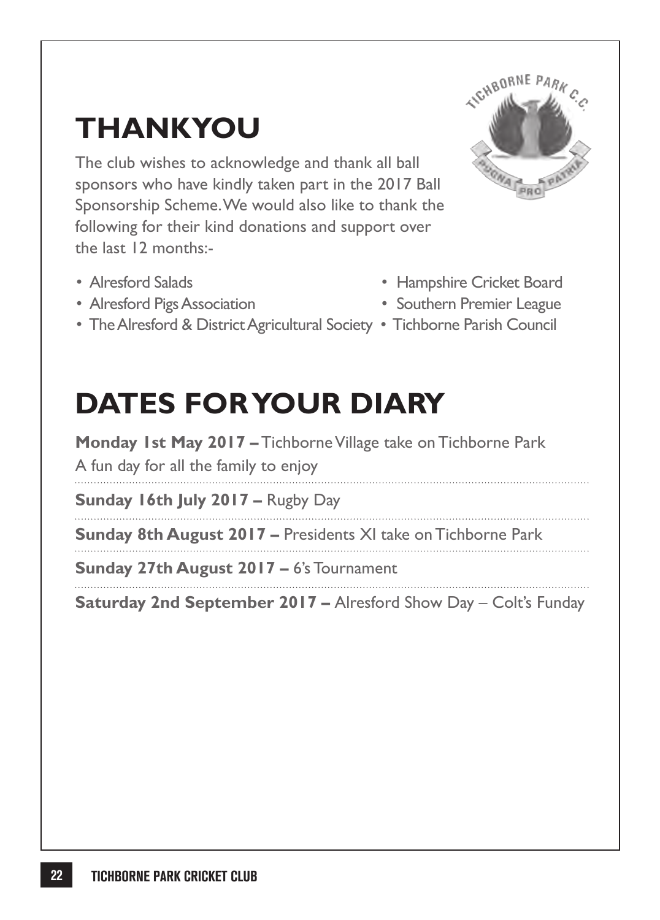# THANKYOU

The club wishes to acknowledge and thank all ball sponsors who have kindly taken part in the 2017 Ball Sponsorship Scheme. We would also like to thank the following for their kind donations and support over the last 12 months:-

- Alresford Salads
- Alresford Pigs Association
- The Alresford & District Agricultural Society
- Hampshire Cricket Board
- Southern Premier League
- Tichborne Parish Council

# DATES FOR YOUR DIARY

**Monday 1st May 2017 –** Tichborne Village take on Tichborne Park
A fun day for all the family to enjoy

**Sunday 16th July 2017 –** Rugby Day

**Sunday 8th August 2017 –** Presidents XI take on Tichborne Park

**Sunday 27th August 2017 –** 6's Tournament

**Saturday 2nd September 2017 –** Alresford Show Day – Colt's Funday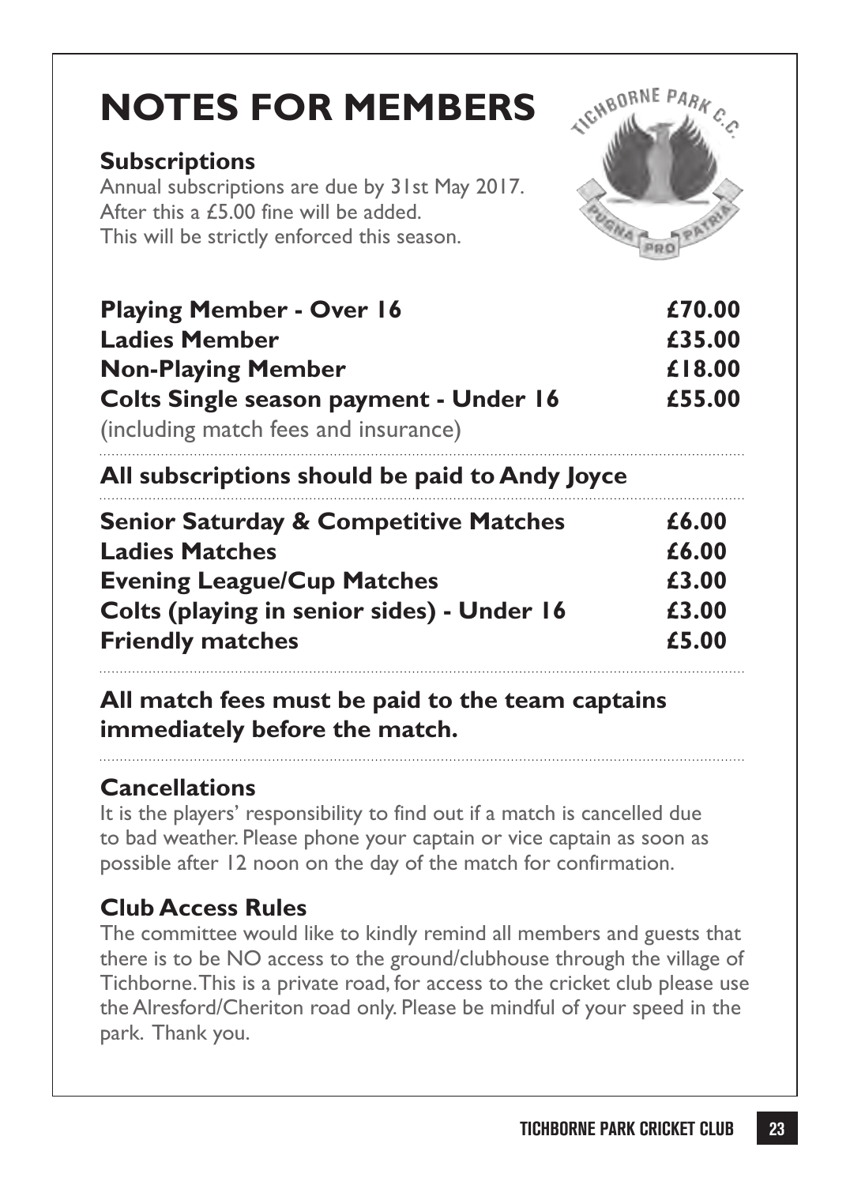# NOTES FOR MEMBERS

### Subscriptions

Annual subscriptions are due by 31st May 2017.
After this a £5.00 fine will be added.
This will be strictly enforced this season.

| | |
|---|---|
| **Playing Member - Over 16** | **£70.00** |
| **Ladies Member** | **£35.00** |
| **Non-Playing Member** | **£18.00** |
| **Colts Single season payment - Under 16** | **£55.00** |

(including match fees and insurance)

**All subscriptions should be paid to Andy Joyce**

| | |
|---|---|
| **Senior Saturday & Competitive Matches** | **£6.00** |
| **Ladies Matches** | **£6.00** |
| **Evening League/Cup Matches** | **£3.00** |
| **Colts (playing in senior sides) - Under 16** | **£3.00** |
| **Friendly matches** | **£5.00** |

**All match fees must be paid to the team captains immediately before the match.**

### Cancellations

It is the players' responsibility to find out if a match is cancelled due to bad weather. Please phone your captain or vice captain as soon as possible after 12 noon on the day of the match for confirmation.

### Club Access Rules

The committee would like to kindly remind all members and guests that there is to be NO access to the ground/clubhouse through the village of Tichborne. This is a private road, for access to the cricket club please use the Alresford/Cheriton road only. Please be mindful of your speed in the park. Thank you.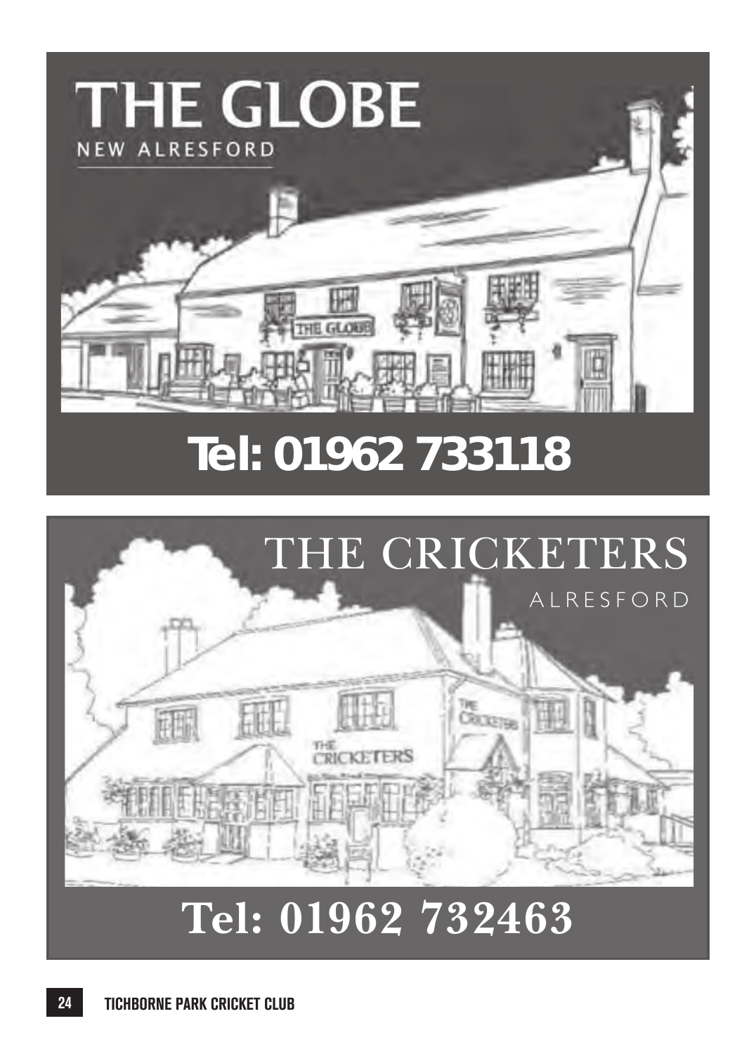# THE GLOBE

NEW ALRESFORD

**Tel: 01962 733118**

# THE CRICKETERS

ALRESFORD

**Tel: 01962 732463**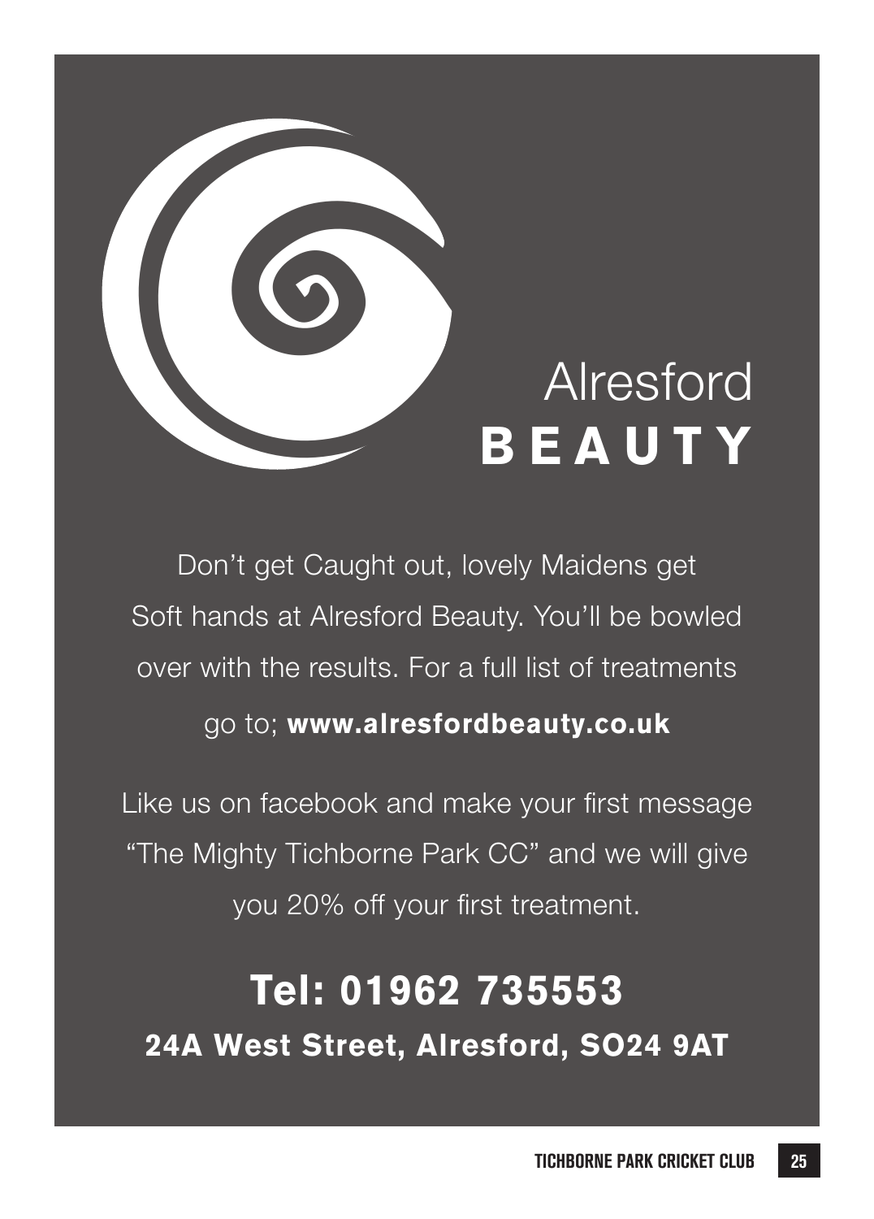# Alresford
# BEAUTY

Don't get Caught out, lovely Maidens get Soft hands at Alresford Beauty. You'll be bowled over with the results. For a full list of treatments go to; **www.alresfordbeauty.co.uk**

Like us on facebook and make your first message "The Mighty Tichborne Park CC" and we will give you 20% off your first treatment.

**Tel: 01962 735553**

**24A West Street, Alresford, SO24 9AT**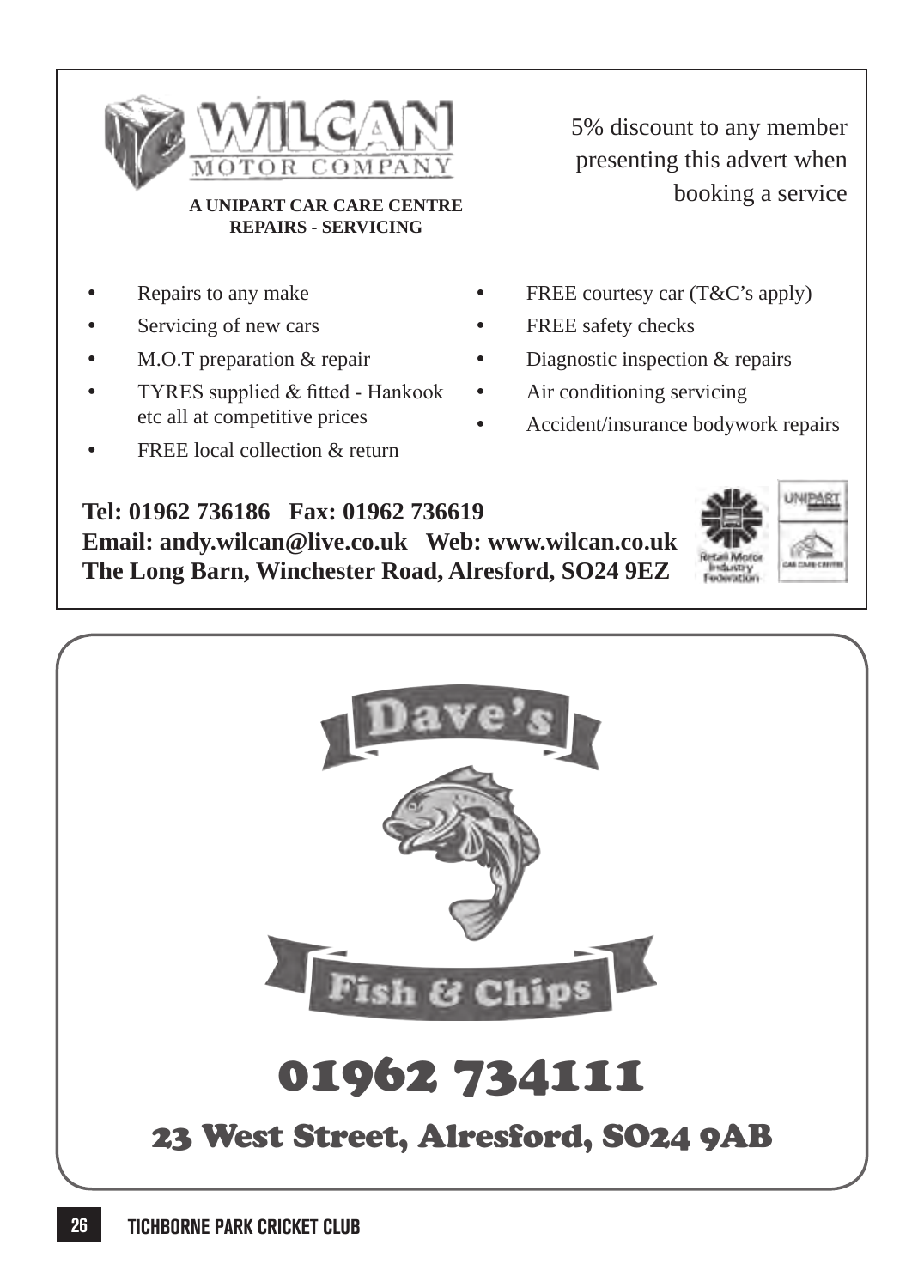# WILCAN MOTOR COMPANY

**A UNIPART CAR CARE CENTRE**
**REPAIRS - SERVICING**

5% discount to any member presenting this advert when booking a service

- Repairs to any make
- Servicing of new cars
- M.O.T preparation & repair
- TYRES supplied & fitted - Hankook etc all at competitive prices
- FREE local collection & return
- FREE courtesy car (T&C's apply)
- FREE safety checks
- Diagnostic inspection & repairs
- Air conditioning servicing
- Accident/insurance bodywork repairs

**Tel: 01962 736186 Fax: 01962 736619**
**Email: andy.wilcan@live.co.uk Web: www.wilcan.co.uk**
**The Long Barn, Winchester Road, Alresford, SO24 9EZ**

Retail Motor Industry Federation

UNIPART CAR CARE CENTRE

# Dave's Fish & Chips

# 01962 734111

## 23 West Street, Alresford, SO24 9AB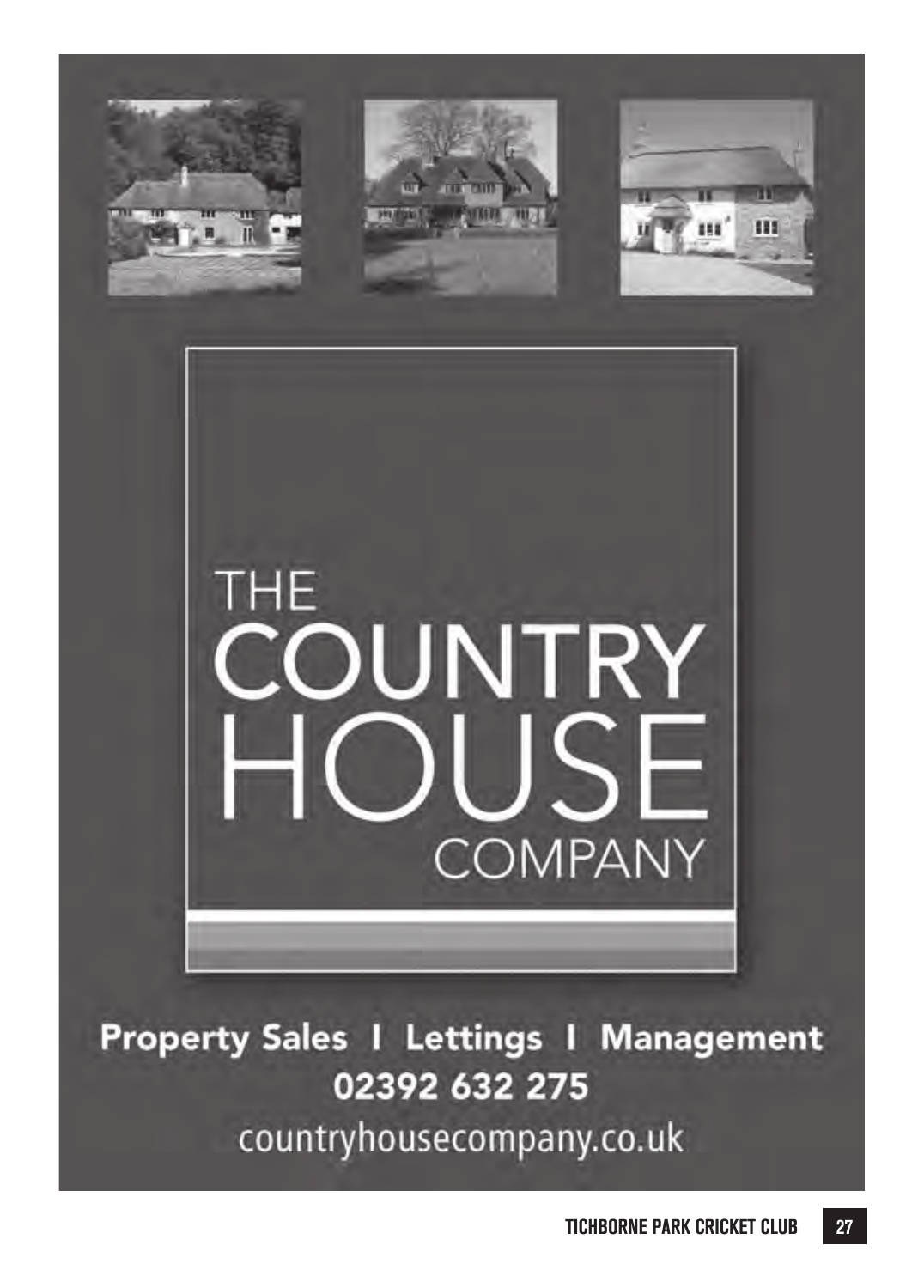# THE COUNTRY HOUSE COMPANY

**Property Sales | Lettings | Management**

**02392 632 275**

countryhousecompany.co.uk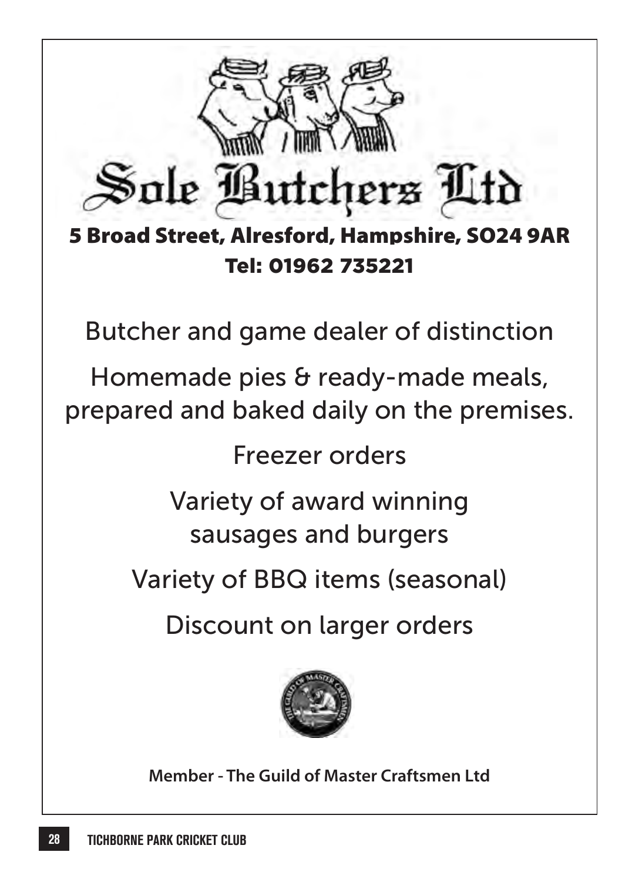# Sole Butchers Ltd

**5 Broad Street, Alresford, Hampshire, SO24 9AR**
**Tel: 01962 735221**

Butcher and game dealer of distinction

Homemade pies & ready-made meals, prepared and baked daily on the premises.

Freezer orders

Variety of award winning sausages and burgers

Variety of BBQ items (seasonal)

Discount on larger orders

**Member - The Guild of Master Craftsmen Ltd**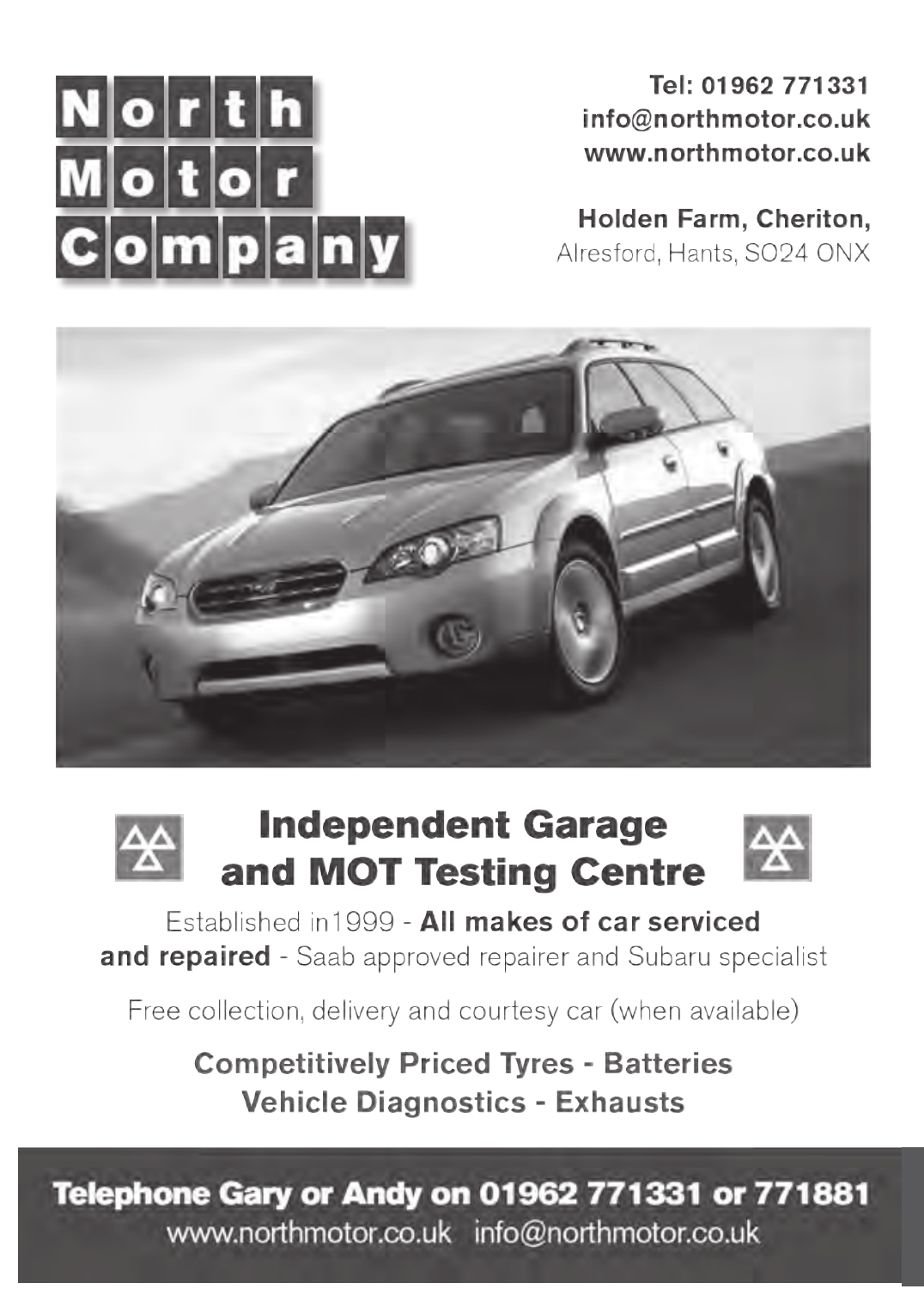# North Motor Company

Tel: 01962 771331
info@northmotor.co.uk
www.northmotor.co.uk

**Holden Farm, Cheriton,**
Alresford, Hants, SO24 0NX

## Independent Garage and MOT Testing Centre

Established in1999 - **All makes of car serviced and repaired** - Saab approved repairer and Subaru specialist

Free collection, delivery and courtesy car (when available)

**Competitively Priced Tyres - Batteries**
**Vehicle Diagnostics - Exhausts**

**Telephone Gary or Andy on 01962 771331 or 771881**
www.northmotor.co.uk info@northmotor.co.uk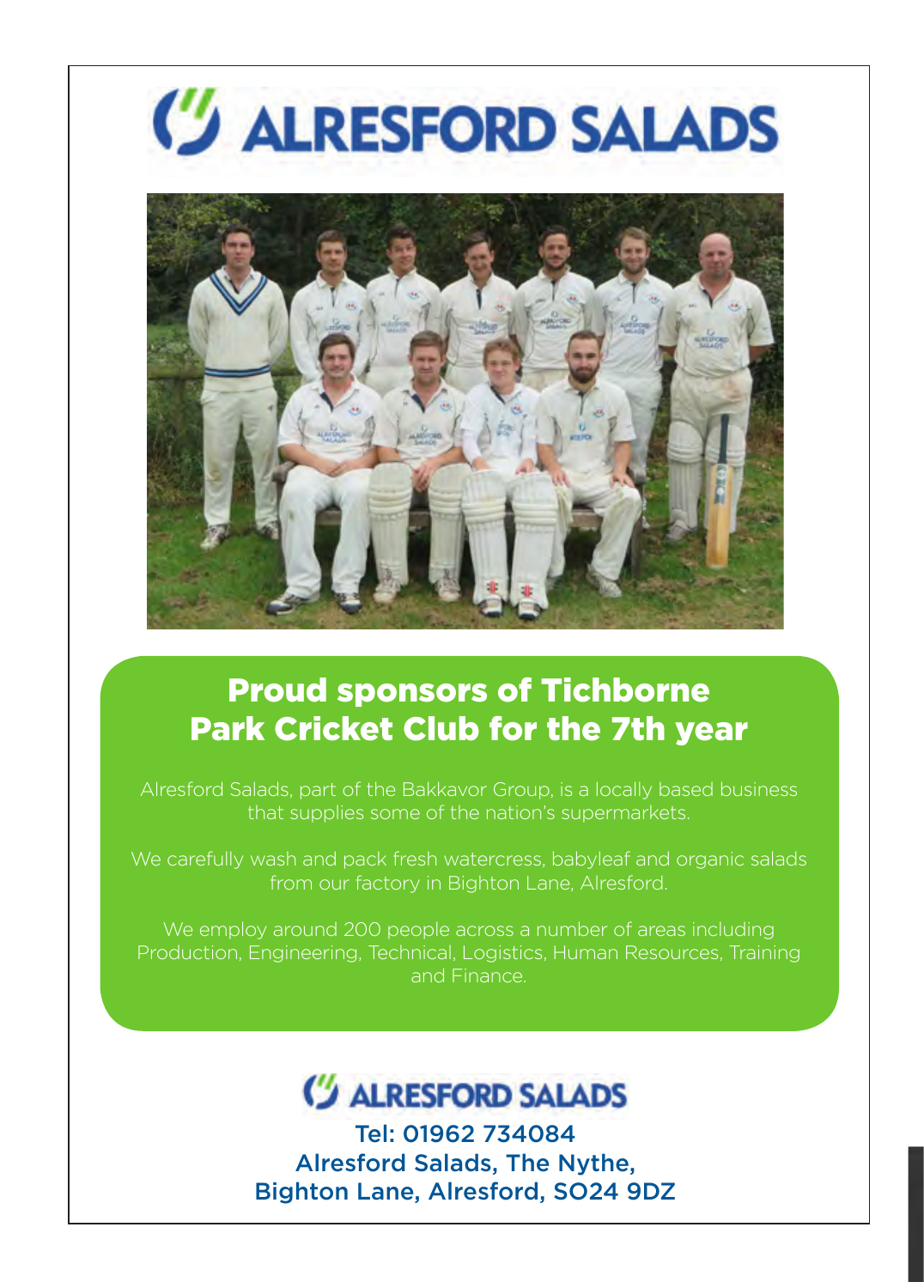# ALRESFORD SALADS

## Proud sponsors of Tichborne Park Cricket Club for the 7th year

Alresford Salads, part of the Bakkavor Group, is a locally based business that supplies some of the nation's supermarkets.

We carefully wash and pack fresh watercress, babyleaf and organic salads from our factory in Bighton Lane, Alresford.

We employ around 200 people across a number of areas including Production, Engineering, Technical, Logistics, Human Resources, Training and Finance.

**ALRESFORD SALADS**

Tel: 01962 734084
Alresford Salads, The Nythe,
Bighton Lane, Alresford, SO24 9DZ